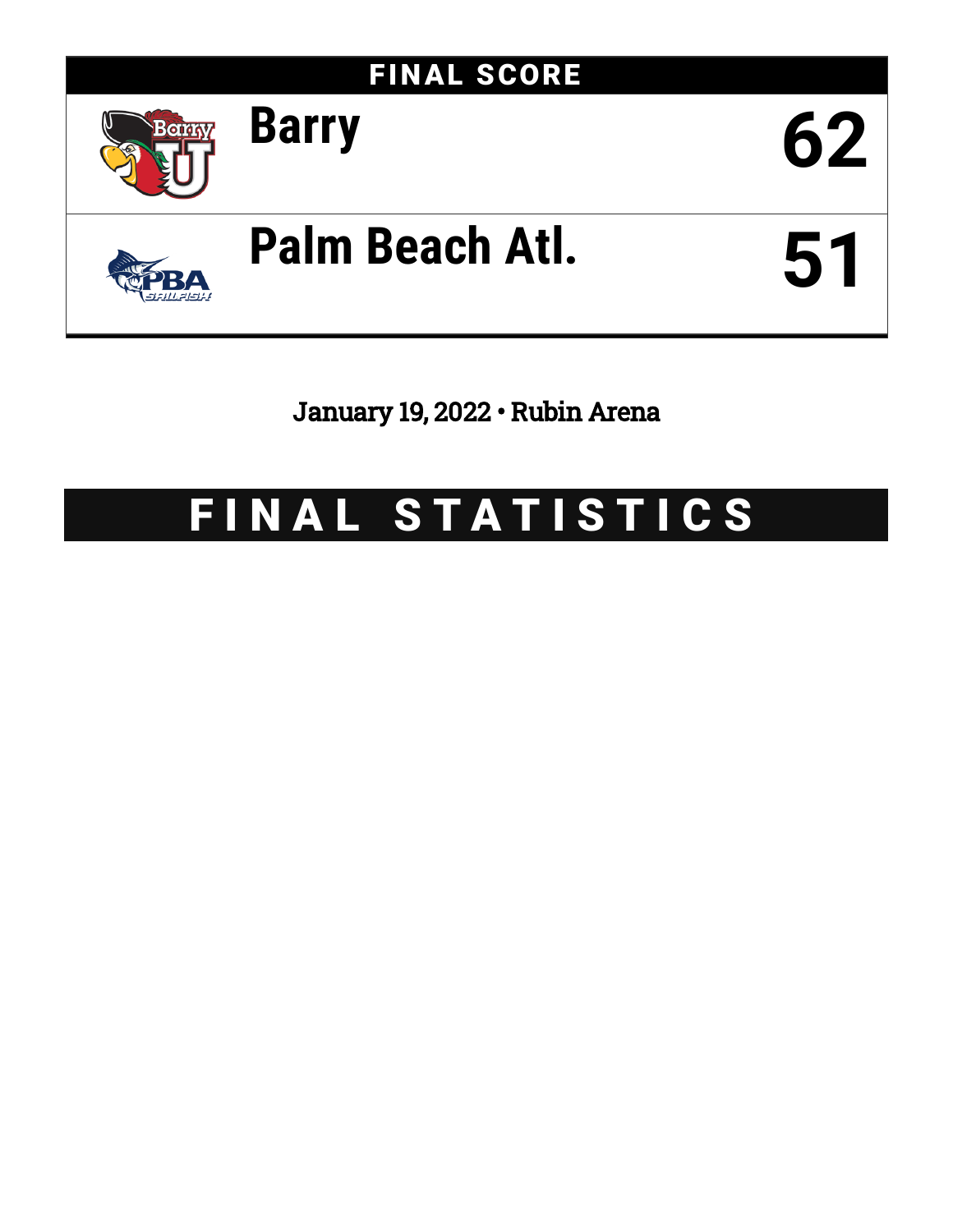## FINAL SCORE

| Team | Score |
| --- | --- |
| Barry | 62 |
| Palm Beach Atl. | 51 |

January 19, 2022 • Rubin Arena

# FINAL STATISTICS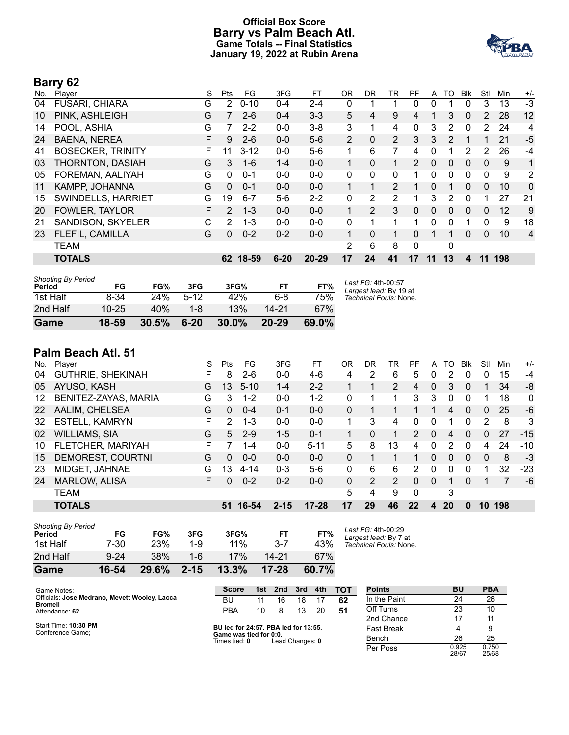# Official Box Score
# Barry vs Palm Beach Atl.
## Game Totals -- Final Statistics
## January 19, 2022 at Rubin Arena

## Barry 62

| No. | Player | S | Pts | FG | 3FG | FT | OR | DR | TR | PF | A | TO | Blk | Stl | Min | +/- |
|---|---|---|---|---|---|---|---|---|---|---|---|---|---|---|---|---|
| 04 | FUSARI, CHIARA | G | 2 | 0-10 | 0-4 | 2-4 | 0 | 1 | 1 | 0 | 0 | 1 | 0 | 3 | 13 | -3 |
| 10 | PINK, ASHLEIGH | G | 7 | 2-6 | 0-4 | 3-3 | 5 | 4 | 9 | 4 | 1 | 3 | 0 | 2 | 28 | 12 |
| 14 | POOL, ASHIA | G | 7 | 2-2 | 0-0 | 3-8 | 3 | 1 | 4 | 0 | 3 | 2 | 0 | 2 | 24 | 4 |
| 24 | BAENA, NEREA | F | 9 | 2-6 | 0-0 | 5-6 | 2 | 0 | 2 | 3 | 3 | 2 | 1 | 1 | 21 | -5 |
| 41 | BOSECKER, TRINITY | F | 11 | 3-12 | 0-0 | 5-6 | 1 | 6 | 7 | 4 | 0 | 1 | 2 | 2 | 26 | -4 |
| 03 | THORNTON, DASIAH | G | 3 | 1-6 | 1-4 | 0-0 | 1 | 0 | 1 | 2 | 0 | 0 | 0 | 0 | 9 | 1 |
| 05 | FOREMAN, AALIYAH | G | 0 | 0-1 | 0-0 | 0-0 | 0 | 0 | 0 | 1 | 0 | 0 | 0 | 0 | 9 | 2 |
| 11 | KAMPP, JOHANNA | G | 0 | 0-1 | 0-0 | 0-0 | 1 | 1 | 2 | 1 | 0 | 1 | 0 | 0 | 10 | 0 |
| 15 | SWINDELLS, HARRIET | G | 19 | 6-7 | 5-6 | 2-2 | 0 | 2 | 2 | 1 | 3 | 2 | 0 | 1 | 27 | 21 |
| 20 | FOWLER, TAYLOR | F | 2 | 1-3 | 0-0 | 0-0 | 1 | 2 | 3 | 0 | 0 | 0 | 0 | 0 | 12 | 9 |
| 21 | SANDISON, SKYELER | C | 2 | 1-3 | 0-0 | 0-0 | 0 | 1 | 1 | 1 | 0 | 0 | 1 | 0 | 9 | 18 |
| 23 | FLEFIL, CAMILLA | G | 0 | 0-2 | 0-2 | 0-0 | 1 | 0 | 1 | 0 | 1 | 1 | 0 | 0 | 10 | 4 |
| | TEAM | | | | | | 2 | 6 | 8 | 0 | | 0 | | | | |
| | **TOTALS** | | **62** | **18-59** | **6-20** | **20-29** | **17** | **24** | **41** | **17** | **11** | **13** | **4** | **11** | **198** | |

*Shooting By Period*

| Period | FG | FG% | 3FG | 3FG% | FT | FT% |
|---|---|---|---|---|---|---|
| 1st Half | 8-34 | 24% | 5-12 | 42% | 6-8 | 75% |
| 2nd Half | 10-25 | 40% | 1-8 | 13% | 14-21 | 67% |
| **Game** | **18-59** | **30.5%** | **6-20** | **30.0%** | **20-29** | **69.0%** |

*Last FG:* 4th-00:57
*Largest lead:* By 19 at
*Technical Fouls:* None.

## Palm Beach Atl. 51

| No. | Player | S | Pts | FG | 3FG | FT | OR | DR | TR | PF | A | TO | Blk | Stl | Min | +/- |
|---|---|---|---|---|---|---|---|---|---|---|---|---|---|---|---|---|
| 04 | GUTHRIE, SHEKINAH | F | 8 | 2-6 | 0-0 | 4-6 | 4 | 2 | 6 | 5 | 0 | 2 | 0 | 0 | 15 | -4 |
| 05 | AYUSO, KASH | G | 13 | 5-10 | 1-4 | 2-2 | 1 | 1 | 2 | 4 | 0 | 3 | 0 | 1 | 34 | -8 |
| 12 | BENITEZ-ZAYAS, MARIA | G | 3 | 1-2 | 0-0 | 1-2 | 0 | 1 | 1 | 3 | 3 | 0 | 0 | 1 | 18 | 0 |
| 22 | AALIM, CHELSEA | G | 0 | 0-4 | 0-1 | 0-0 | 0 | 1 | 1 | 1 | 1 | 4 | 0 | 0 | 25 | -6 |
| 32 | ESTELL, KAMRYN | F | 2 | 1-3 | 0-0 | 0-0 | 1 | 3 | 4 | 0 | 0 | 1 | 0 | 2 | 8 | 3 |
| 02 | WILLIAMS, SIA | G | 5 | 2-9 | 1-5 | 0-1 | 1 | 0 | 1 | 2 | 0 | 4 | 0 | 0 | 27 | -15 |
| 10 | FLETCHER, MARIYAH | F | 7 | 1-4 | 0-0 | 5-11 | 5 | 8 | 13 | 4 | 0 | 2 | 0 | 4 | 24 | -10 |
| 15 | DEMOREST, COURTNI | G | 0 | 0-0 | 0-0 | 0-0 | 0 | 1 | 1 | 1 | 0 | 0 | 0 | 0 | 8 | -3 |
| 23 | MIDGET, JAHNAE | G | 13 | 4-14 | 0-3 | 5-6 | 0 | 6 | 6 | 2 | 0 | 0 | 0 | 1 | 32 | -23 |
| 24 | MARLOW, ALISA | F | 0 | 0-2 | 0-2 | 0-0 | 0 | 2 | 2 | 0 | 0 | 1 | 0 | 1 | 7 | -6 |
| | TEAM | | | | | | 5 | 4 | 9 | 0 | | 3 | | | | |
| | **TOTALS** | | **51** | **16-54** | **2-15** | **17-28** | **17** | **29** | **46** | **22** | **4** | **20** | **0** | **10** | **198** | |

*Shooting By Period*

| Period | FG | FG% | 3FG | 3FG% | FT | FT% |
|---|---|---|---|---|---|---|
| 1st Half | 7-30 | 23% | 1-9 | 11% | 3-7 | 43% |
| 2nd Half | 9-24 | 38% | 1-6 | 17% | 14-21 | 67% |
| **Game** | **16-54** | **29.6%** | **2-15** | **13.3%** | **17-28** | **60.7%** |

*Last FG:* 4th-00:29
*Largest lead:* By 7 at
*Technical Fouls:* None.

Game Notes:
Officials: **Jose Medrano, Mevett Wooley, Lacca Bromell**
Attendance: **62**

Start Time: **10:30 PM**
Conference Game;

| Score | 1st | 2nd | 3rd | 4th | TOT |
|---|---|---|---|---|---|
| BU | 11 | 16 | 18 | 17 | **62** |
| PBA | 10 | 8 | 13 | 20 | **51** |

**BU led for 24:57. PBA led for 13:55.**
**Game was tied for 0:0.**
Times tied: **0** Lead Changes: **0**

| Points | BU | PBA |
|---|---|---|
| In the Paint | 24 | 26 |
| Off Turns | 23 | 10 |
| 2nd Chance | 17 | 11 |
| Fast Break | 4 | 9 |
| Bench | 26 | 25 |
| Per Poss | 0.925 28/67 | 0.750 25/68 |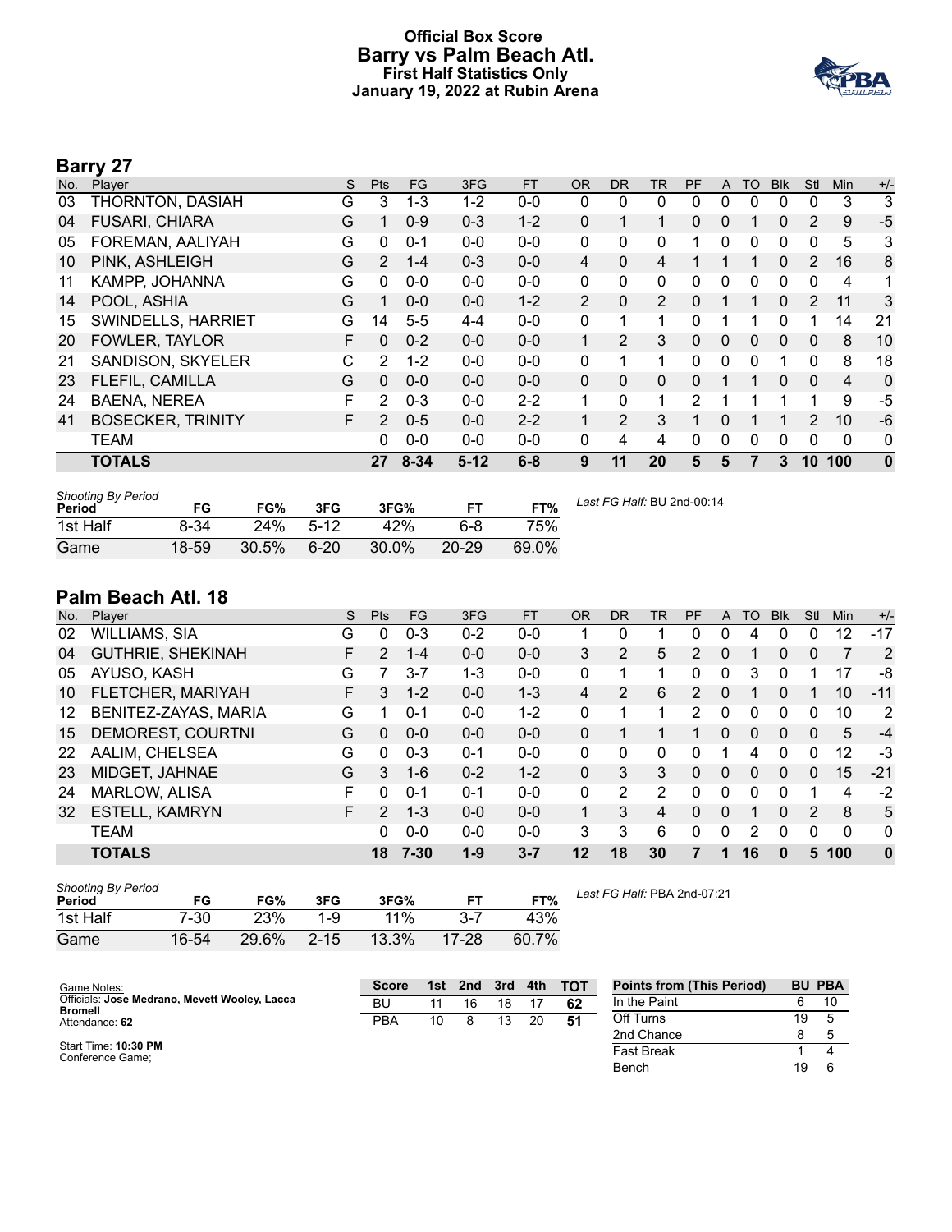# Official Box Score
## Barry vs Palm Beach Atl.
### First Half Statistics Only
### January 19, 2022 at Rubin Arena

## Barry 27

| No. | Player | S | Pts | FG | 3FG | FT | OR | DR | TR | PF | A | TO | Blk | Stl | Min | +/- |
|---|---|---|---|---|---|---|---|---|---|---|---|---|---|---|---|---|
| 03 | THORNTON, DASIAH | G | 3 | 1-3 | 1-2 | 0-0 | 0 | 0 | 0 | 0 | 0 | 0 | 0 | 0 | 3 | 3 |
| 04 | FUSARI, CHIARA | G | 1 | 0-9 | 0-3 | 1-2 | 0 | 1 | 1 | 0 | 0 | 1 | 0 | 2 | 9 | -5 |
| 05 | FOREMAN, AALIYAH | G | 0 | 0-1 | 0-0 | 0-0 | 0 | 0 | 0 | 1 | 0 | 0 | 0 | 0 | 5 | 3 |
| 10 | PINK, ASHLEIGH | G | 2 | 1-4 | 0-3 | 0-0 | 4 | 0 | 4 | 1 | 1 | 1 | 0 | 2 | 16 | 8 |
| 11 | KAMPP, JOHANNA | G | 0 | 0-0 | 0-0 | 0-0 | 0 | 0 | 0 | 0 | 0 | 0 | 0 | 0 | 4 | 1 |
| 14 | POOL, ASHIA | G | 1 | 0-0 | 0-0 | 1-2 | 2 | 0 | 2 | 0 | 1 | 1 | 0 | 2 | 11 | 3 |
| 15 | SWINDELLS, HARRIET | G | 14 | 5-5 | 4-4 | 0-0 | 0 | 1 | 1 | 0 | 1 | 1 | 0 | 1 | 14 | 21 |
| 20 | FOWLER, TAYLOR | F | 0 | 0-2 | 0-0 | 0-0 | 1 | 2 | 3 | 0 | 0 | 0 | 0 | 0 | 8 | 10 |
| 21 | SANDISON, SKYELER | C | 2 | 1-2 | 0-0 | 0-0 | 0 | 1 | 1 | 0 | 0 | 0 | 1 | 0 | 8 | 18 |
| 23 | FLEFIL, CAMILLA | G | 0 | 0-0 | 0-0 | 0-0 | 0 | 0 | 0 | 0 | 1 | 1 | 0 | 0 | 4 | 0 |
| 24 | BAENA, NEREA | F | 2 | 0-3 | 0-0 | 2-2 | 1 | 0 | 1 | 2 | 1 | 1 | 1 | 1 | 9 | -5 |
| 41 | BOSECKER, TRINITY | F | 2 | 0-5 | 0-0 | 2-2 | 1 | 2 | 3 | 1 | 0 | 1 | 1 | 2 | 10 | -6 |
| | TEAM | | 0 | 0-0 | 0-0 | 0-0 | 0 | 4 | 4 | 0 | 0 | 0 | 0 | 0 | 0 | 0 |
| | **TOTALS** | | **27** | **8-34** | **5-12** | **6-8** | **9** | **11** | **20** | **5** | **5** | **7** | **3** | **10** | **100** | **0** |

| Shooting By Period Period | FG | FG% | 3FG | 3FG% | FT | FT% |
|---|---|---|---|---|---|---|
| 1st Half | 8-34 | 24% | 5-12 | 42% | 6-8 | 75% |
| Game | 18-59 | 30.5% | 6-20 | 30.0% | 20-29 | 69.0% |

*Last FG Half:* BU 2nd-00:14

## Palm Beach Atl. 18

| No. | Player | S | Pts | FG | 3FG | FT | OR | DR | TR | PF | A | TO | Blk | Stl | Min | +/- |
|---|---|---|---|---|---|---|---|---|---|---|---|---|---|---|---|---|
| 02 | WILLIAMS, SIA | G | 0 | 0-3 | 0-2 | 0-0 | 1 | 0 | 1 | 0 | 0 | 4 | 0 | 0 | 12 | -17 |
| 04 | GUTHRIE, SHEKINAH | F | 2 | 1-4 | 0-0 | 0-0 | 3 | 2 | 5 | 2 | 0 | 1 | 0 | 0 | 7 | 2 |
| 05 | AYUSO, KASH | G | 7 | 3-7 | 1-3 | 0-0 | 0 | 1 | 1 | 0 | 0 | 3 | 0 | 1 | 17 | -8 |
| 10 | FLETCHER, MARIYAH | F | 3 | 1-2 | 0-0 | 1-3 | 4 | 2 | 6 | 2 | 0 | 1 | 0 | 1 | 10 | -11 |
| 12 | BENITEZ-ZAYAS, MARIA | G | 1 | 0-1 | 0-0 | 1-2 | 0 | 1 | 1 | 2 | 0 | 0 | 0 | 0 | 10 | 2 |
| 15 | DEMOREST, COURTNI | G | 0 | 0-0 | 0-0 | 0-0 | 0 | 1 | 1 | 1 | 0 | 0 | 0 | 0 | 5 | -4 |
| 22 | AALIM, CHELSEA | G | 0 | 0-3 | 0-1 | 0-0 | 0 | 0 | 0 | 0 | 1 | 4 | 0 | 0 | 12 | -3 |
| 23 | MIDGET, JAHNAE | G | 3 | 1-6 | 0-2 | 1-2 | 0 | 3 | 3 | 0 | 0 | 0 | 0 | 0 | 15 | -21 |
| 24 | MARLOW, ALISA | F | 0 | 0-1 | 0-1 | 0-0 | 0 | 2 | 2 | 0 | 0 | 0 | 0 | 1 | 4 | -2 |
| 32 | ESTELL, KAMRYN | F | 2 | 1-3 | 0-0 | 0-0 | 1 | 3 | 4 | 0 | 0 | 1 | 0 | 2 | 8 | 5 |
| | TEAM | | 0 | 0-0 | 0-0 | 0-0 | 3 | 3 | 6 | 0 | 0 | 2 | 0 | 0 | 0 | 0 |
| | **TOTALS** | | **18** | **7-30** | **1-9** | **3-7** | **12** | **18** | **30** | **7** | **1** | **16** | **0** | **5** | **100** | **0** |

| Shooting By Period Period | FG | FG% | 3FG | 3FG% | FT | FT% |
|---|---|---|---|---|---|---|
| 1st Half | 7-30 | 23% | 1-9 | 11% | 3-7 | 43% |
| Game | 16-54 | 29.6% | 2-15 | 13.3% | 17-28 | 60.7% |

*Last FG Half:* PBA 2nd-07:21

Game Notes:
Officials: **Jose Medrano, Mevett Wooley, Lacca Bromell**
Attendance: **62**

Start Time: **10:30 PM**
Conference Game;

| Score | 1st | 2nd | 3rd | 4th | TOT |
|---|---|---|---|---|---|
| BU | 11 | 16 | 18 | 17 | **62** |
| PBA | 10 | 8 | 13 | 20 | **51** |

| Points from (This Period) | BU | PBA |
|---|---|---|
| In the Paint | 6 | 10 |
| Off Turns | 19 | 5 |
| 2nd Chance | 8 | 5 |
| Fast Break | 1 | 4 |
| Bench | 19 | 6 |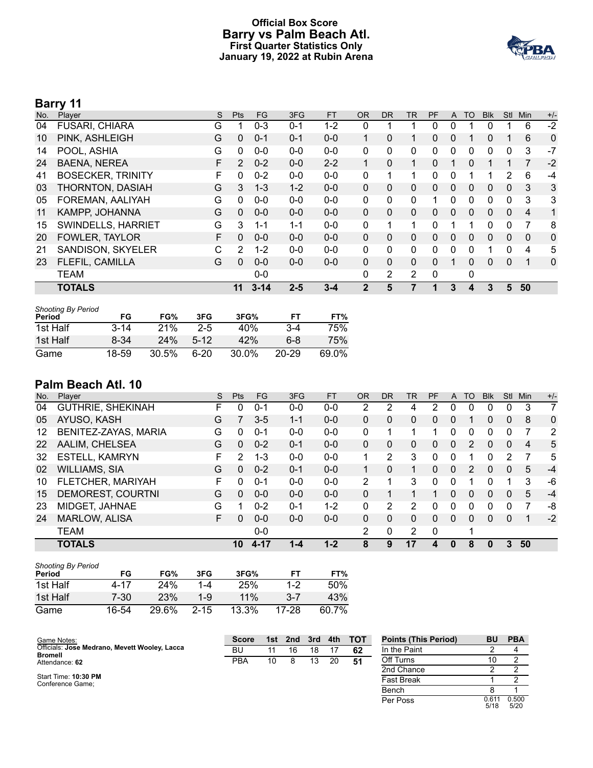# Official Box Score
# Barry vs Palm Beach Atl.
## First Quarter Statistics Only
## January 19, 2022 at Rubin Arena

## Barry 11

| No. | Player | S | Pts | FG | 3FG | FT | OR | DR | TR | PF | A | TO | Blk | Stl | Min | +/- |
|---|---|---|---|---|---|---|---|---|---|---|---|---|---|---|---|---|
| 04 | FUSARI, CHIARA | G | 1 | 0-3 | 0-1 | 1-2 | 0 | 1 | 1 | 0 | 0 | 1 | 0 | 1 | 6 | -2 |
| 10 | PINK, ASHLEIGH | G | 0 | 0-1 | 0-1 | 0-0 | 1 | 0 | 1 | 0 | 0 | 1 | 0 | 1 | 6 | 0 |
| 14 | POOL, ASHIA | G | 0 | 0-0 | 0-0 | 0-0 | 0 | 0 | 0 | 0 | 0 | 0 | 0 | 0 | 3 | -7 |
| 24 | BAENA, NEREA | F | 2 | 0-2 | 0-0 | 2-2 | 1 | 0 | 1 | 0 | 1 | 0 | 1 | 1 | 7 | -2 |
| 41 | BOSECKER, TRINITY | F | 0 | 0-2 | 0-0 | 0-0 | 0 | 1 | 1 | 0 | 0 | 1 | 1 | 2 | 6 | -4 |
| 03 | THORNTON, DASIAH | G | 3 | 1-3 | 1-2 | 0-0 | 0 | 0 | 0 | 0 | 0 | 0 | 0 | 0 | 3 | 3 |
| 05 | FOREMAN, AALIYAH | G | 0 | 0-0 | 0-0 | 0-0 | 0 | 0 | 0 | 1 | 0 | 0 | 0 | 0 | 3 | 3 |
| 11 | KAMPP, JOHANNA | G | 0 | 0-0 | 0-0 | 0-0 | 0 | 0 | 0 | 0 | 0 | 0 | 0 | 0 | 4 | 1 |
| 15 | SWINDELLS, HARRIET | G | 3 | 1-1 | 1-1 | 0-0 | 0 | 1 | 1 | 0 | 1 | 1 | 0 | 0 | 7 | 8 |
| 20 | FOWLER, TAYLOR | F | 0 | 0-0 | 0-0 | 0-0 | 0 | 0 | 0 | 0 | 0 | 0 | 0 | 0 | 0 | 0 |
| 21 | SANDISON, SKYELER | C | 2 | 1-2 | 0-0 | 0-0 | 0 | 0 | 0 | 0 | 0 | 0 | 1 | 0 | 4 | 5 |
| 23 | FLEFIL, CAMILLA | G | 0 | 0-0 | 0-0 | 0-0 | 0 | 0 | 0 | 0 | 1 | 0 | 0 | 0 | 1 | 0 |
| | TEAM | | | 0-0 | | | 0 | 2 | 2 | 0 | | 0 | | | | |
| | **TOTALS** | | **11** | **3-14** | **2-5** | **3-4** | **2** | **5** | **7** | **1** | **3** | **4** | **3** | **5** | **50** | |

*Shooting By Period*

| Period | FG | FG% | 3FG | 3FG% | FT | FT% |
|---|---|---|---|---|---|---|
| 1st Half | 3-14 | 21% | 2-5 | 40% | 3-4 | 75% |
| 1st Half | 8-34 | 24% | 5-12 | 42% | 6-8 | 75% |
| Game | 18-59 | 30.5% | 6-20 | 30.0% | 20-29 | 69.0% |

## Palm Beach Atl. 10

| No. | Player | S | Pts | FG | 3FG | FT | OR | DR | TR | PF | A | TO | Blk | Stl | Min | +/- |
|---|---|---|---|---|---|---|---|---|---|---|---|---|---|---|---|---|
| 04 | GUTHRIE, SHEKINAH | F | 0 | 0-1 | 0-0 | 0-0 | 2 | 2 | 4 | 2 | 0 | 0 | 0 | 0 | 3 | 7 |
| 05 | AYUSO, KASH | G | 7 | 3-5 | 1-1 | 0-0 | 0 | 0 | 0 | 0 | 0 | 1 | 0 | 0 | 8 | 0 |
| 12 | BENITEZ-ZAYAS, MARIA | G | 0 | 0-1 | 0-0 | 0-0 | 0 | 1 | 1 | 1 | 0 | 0 | 0 | 0 | 7 | 2 |
| 22 | AALIM, CHELSEA | G | 0 | 0-2 | 0-1 | 0-0 | 0 | 0 | 0 | 0 | 0 | 2 | 0 | 0 | 4 | 5 |
| 32 | ESTELL, KAMRYN | F | 2 | 1-3 | 0-0 | 0-0 | 1 | 2 | 3 | 0 | 0 | 1 | 0 | 2 | 7 | 5 |
| 02 | WILLIAMS, SIA | G | 0 | 0-2 | 0-1 | 0-0 | 1 | 0 | 1 | 0 | 0 | 2 | 0 | 0 | 5 | -4 |
| 10 | FLETCHER, MARIYAH | F | 0 | 0-1 | 0-0 | 0-0 | 2 | 1 | 3 | 0 | 0 | 1 | 0 | 1 | 3 | -6 |
| 15 | DEMOREST, COURTNI | G | 0 | 0-0 | 0-0 | 0-0 | 0 | 1 | 1 | 1 | 0 | 0 | 0 | 0 | 5 | -4 |
| 23 | MIDGET, JAHNAE | G | 1 | 0-2 | 0-1 | 1-2 | 0 | 2 | 2 | 0 | 0 | 0 | 0 | 0 | 7 | -8 |
| 24 | MARLOW, ALISA | F | 0 | 0-0 | 0-0 | 0-0 | 0 | 0 | 0 | 0 | 0 | 0 | 0 | 0 | 1 | -2 |
| | TEAM | | | 0-0 | | | 2 | 0 | 2 | 0 | | 1 | | | | |
| | **TOTALS** | | **10** | **4-17** | **1-4** | **1-2** | **8** | **9** | **17** | **4** | **0** | **8** | **0** | **3** | **50** | |

*Shooting By Period*

| Period | FG | FG% | 3FG | 3FG% | FT | FT% |
|---|---|---|---|---|---|---|
| 1st Half | 4-17 | 24% | 1-4 | 25% | 1-2 | 50% |
| 1st Half | 7-30 | 23% | 1-9 | 11% | 3-7 | 43% |
| Game | 16-54 | 29.6% | 2-15 | 13.3% | 17-28 | 60.7% |

Game Notes:
Officials: **Jose Medrano, Mevett Wooley, Lacca Bromell**
Attendance: 62

Start Time: **10:30 PM**
Conference Game;

| Score | 1st | 2nd | 3rd | 4th | TOT |
|---|---|---|---|---|---|
| BU | 11 | 16 | 18 | 17 | **62** |
| PBA | 10 | 8 | 13 | 20 | **51** |

| Points (This Period) | BU | PBA |
|---|---|---|
| In the Paint | 2 | 4 |
| Off Turns | 10 | 2 |
| 2nd Chance | 2 | 2 |
| Fast Break | 1 | 2 |
| Bench | 8 | 1 |
| Per Poss | 0.611 5/18 | 0.500 5/20 |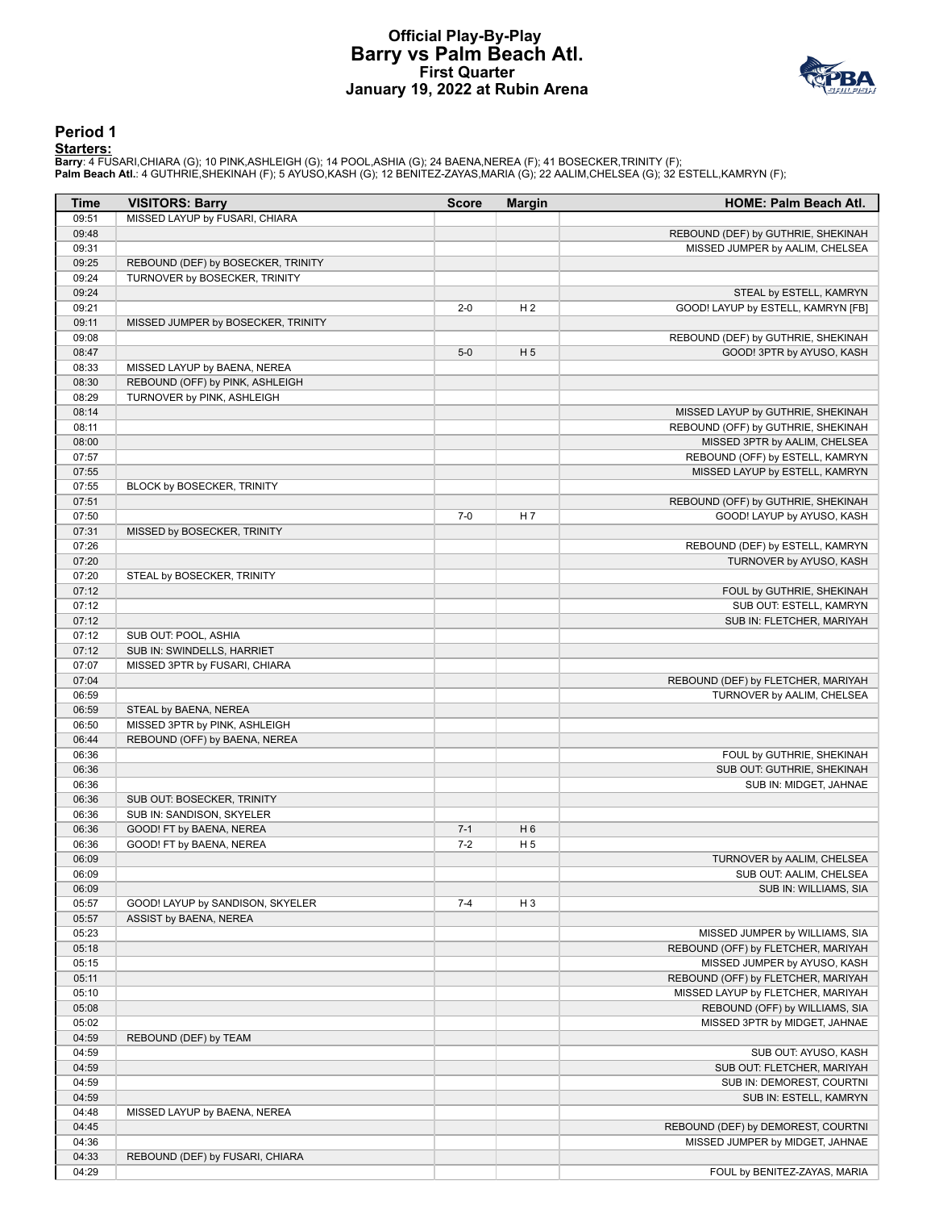# Official Play-By-Play
## Barry vs Palm Beach Atl.
### First Quarter
### January 19, 2022 at Rubin Arena

## Period 1

**Starters:**

**Barry**: 4 FUSARI,CHIARA (G); 10 PINK,ASHLEIGH (G); 14 POOL,ASHIA (G); 24 BAENA,NEREA (F); 41 BOSECKER,TRINITY (F);
**Palm Beach Atl.**: 4 GUTHRIE,SHEKINAH (F); 5 AYUSO,KASH (G); 12 BENITEZ-ZAYAS,MARIA (G); 22 AALIM,CHELSEA (G); 32 ESTELL,KAMRYN (F);

| Time | VISITORS: Barry | Score | Margin | HOME: Palm Beach Atl. |
|---|---|---|---|---|
| 09:51 | MISSED LAYUP by FUSARI, CHIARA | | | |
| 09:48 | | | | REBOUND (DEF) by GUTHRIE, SHEKINAH |
| 09:31 | | | | MISSED JUMPER by AALIM, CHELSEA |
| 09:25 | REBOUND (DEF) by BOSECKER, TRINITY | | | |
| 09:24 | TURNOVER by BOSECKER, TRINITY | | | |
| 09:24 | | | | STEAL by ESTELL, KAMRYN |
| 09:21 | | 2-0 | H 2 | GOOD! LAYUP by ESTELL, KAMRYN [FB] |
| 09:11 | MISSED JUMPER by BOSECKER, TRINITY | | | |
| 09:08 | | | | REBOUND (DEF) by GUTHRIE, SHEKINAH |
| 08:47 | | 5-0 | H 5 | GOOD! 3PTR by AYUSO, KASH |
| 08:33 | MISSED LAYUP by BAENA, NEREA | | | |
| 08:30 | REBOUND (OFF) by PINK, ASHLEIGH | | | |
| 08:29 | TURNOVER by PINK, ASHLEIGH | | | |
| 08:14 | | | | MISSED LAYUP by GUTHRIE, SHEKINAH |
| 08:11 | | | | REBOUND (OFF) by GUTHRIE, SHEKINAH |
| 08:00 | | | | MISSED 3PTR by AALIM, CHELSEA |
| 07:57 | | | | REBOUND (OFF) by ESTELL, KAMRYN |
| 07:55 | | | | MISSED LAYUP by ESTELL, KAMRYN |
| 07:55 | BLOCK by BOSECKER, TRINITY | | | |
| 07:51 | | | | REBOUND (OFF) by GUTHRIE, SHEKINAH |
| 07:50 | | 7-0 | H 7 | GOOD! LAYUP by AYUSO, KASH |
| 07:31 | MISSED by BOSECKER, TRINITY | | | |
| 07:26 | | | | REBOUND (DEF) by ESTELL, KAMRYN |
| 07:20 | | | | TURNOVER by AYUSO, KASH |
| 07:20 | STEAL by BOSECKER, TRINITY | | | |
| 07:12 | | | | FOUL by GUTHRIE, SHEKINAH |
| 07:12 | | | | SUB OUT: ESTELL, KAMRYN |
| 07:12 | | | | SUB IN: FLETCHER, MARIYAH |
| 07:12 | SUB OUT: POOL, ASHIA | | | |
| 07:12 | SUB IN: SWINDELLS, HARRIET | | | |
| 07:07 | MISSED 3PTR by FUSARI, CHIARA | | | |
| 07:04 | | | | REBOUND (DEF) by FLETCHER, MARIYAH |
| 06:59 | | | | TURNOVER by AALIM, CHELSEA |
| 06:59 | STEAL by BAENA, NEREA | | | |
| 06:50 | MISSED 3PTR by PINK, ASHLEIGH | | | |
| 06:44 | REBOUND (OFF) by BAENA, NEREA | | | |
| 06:36 | | | | FOUL by GUTHRIE, SHEKINAH |
| 06:36 | | | | SUB OUT: GUTHRIE, SHEKINAH |
| 06:36 | | | | SUB IN: MIDGET, JAHNAE |
| 06:36 | SUB OUT: BOSECKER, TRINITY | | | |
| 06:36 | SUB IN: SANDISON, SKYELER | | | |
| 06:36 | GOOD! FT by BAENA, NEREA | 7-1 | H 6 | |
| 06:36 | GOOD! FT by BAENA, NEREA | 7-2 | H 5 | |
| 06:09 | | | | TURNOVER by AALIM, CHELSEA |
| 06:09 | | | | SUB OUT: AALIM, CHELSEA |
| 06:09 | | | | SUB IN: WILLIAMS, SIA |
| 05:57 | GOOD! LAYUP by SANDISON, SKYELER | 7-4 | H 3 | |
| 05:57 | ASSIST by BAENA, NEREA | | | |
| 05:23 | | | | MISSED JUMPER by WILLIAMS, SIA |
| 05:18 | | | | REBOUND (OFF) by FLETCHER, MARIYAH |
| 05:15 | | | | MISSED JUMPER by AYUSO, KASH |
| 05:11 | | | | REBOUND (OFF) by FLETCHER, MARIYAH |
| 05:10 | | | | MISSED LAYUP by FLETCHER, MARIYAH |
| 05:08 | | | | REBOUND (OFF) by WILLIAMS, SIA |
| 05:02 | | | | MISSED 3PTR by MIDGET, JAHNAE |
| 04:59 | REBOUND (DEF) by TEAM | | | |
| 04:59 | | | | SUB OUT: AYUSO, KASH |
| 04:59 | | | | SUB OUT: FLETCHER, MARIYAH |
| 04:59 | | | | SUB IN: DEMOREST, COURTNI |
| 04:59 | | | | SUB IN: ESTELL, KAMRYN |
| 04:48 | MISSED LAYUP by BAENA, NEREA | | | |
| 04:45 | | | | REBOUND (DEF) by DEMOREST, COURTNI |
| 04:36 | | | | MISSED JUMPER by MIDGET, JAHNAE |
| 04:33 | REBOUND (DEF) by FUSARI, CHIARA | | | |
| 04:29 | | | | FOUL by BENITEZ-ZAYAS, MARIA |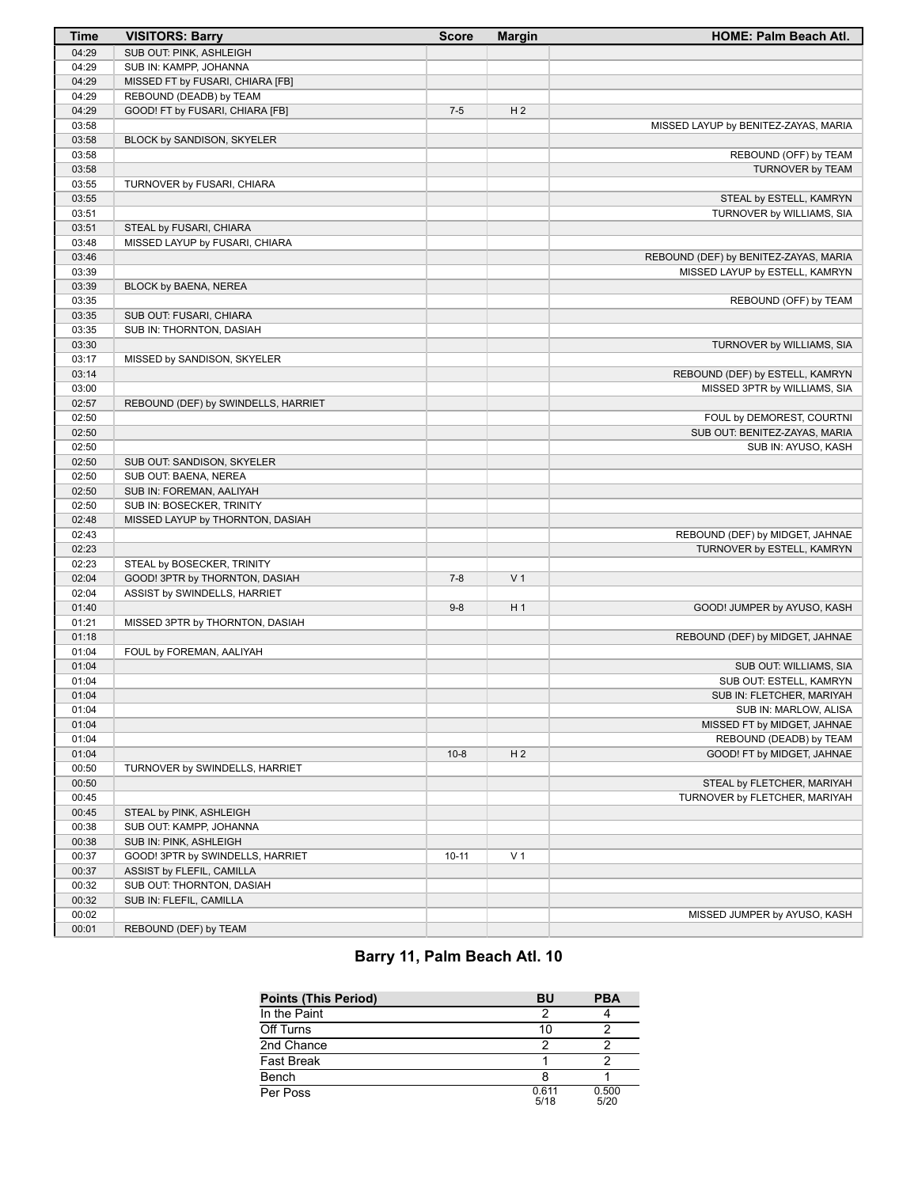| Time | VISITORS: Barry | Score | Margin | HOME: Palm Beach Atl. |
| --- | --- | --- | --- | --- |
| 04:29 | SUB OUT: PINK, ASHLEIGH | | | |
| 04:29 | SUB IN: KAMPP, JOHANNA | | | |
| 04:29 | MISSED FT by FUSARI, CHIARA [FB] | | | |
| 04:29 | REBOUND (DEADB) by TEAM | | | |
| 04:29 | GOOD! FT by FUSARI, CHIARA [FB] | 7-5 | H 2 | |
| 03:58 | | | | MISSED LAYUP by BENITEZ-ZAYAS, MARIA |
| 03:58 | BLOCK by SANDISON, SKYELER | | | |
| 03:58 | | | | REBOUND (OFF) by TEAM |
| 03:58 | | | | TURNOVER by TEAM |
| 03:55 | TURNOVER by FUSARI, CHIARA | | | |
| 03:55 | | | | STEAL by ESTELL, KAMRYN |
| 03:51 | | | | TURNOVER by WILLIAMS, SIA |
| 03:51 | STEAL by FUSARI, CHIARA | | | |
| 03:48 | MISSED LAYUP by FUSARI, CHIARA | | | |
| 03:46 | | | | REBOUND (DEF) by BENITEZ-ZAYAS, MARIA |
| 03:39 | | | | MISSED LAYUP by ESTELL, KAMRYN |
| 03:39 | BLOCK by BAENA, NEREA | | | |
| 03:35 | | | | REBOUND (OFF) by TEAM |
| 03:35 | SUB OUT: FUSARI, CHIARA | | | |
| 03:35 | SUB IN: THORNTON, DASIAH | | | |
| 03:30 | | | | TURNOVER by WILLIAMS, SIA |
| 03:17 | MISSED by SANDISON, SKYELER | | | |
| 03:14 | | | | REBOUND (DEF) by ESTELL, KAMRYN |
| 03:00 | | | | MISSED 3PTR by WILLIAMS, SIA |
| 02:57 | REBOUND (DEF) by SWINDELLS, HARRIET | | | |
| 02:50 | | | | FOUL by DEMOREST, COURTNI |
| 02:50 | | | | SUB OUT: BENITEZ-ZAYAS, MARIA |
| 02:50 | | | | SUB IN: AYUSO, KASH |
| 02:50 | SUB OUT: SANDISON, SKYELER | | | |
| 02:50 | SUB OUT: BAENA, NEREA | | | |
| 02:50 | SUB IN: FOREMAN, AALIYAH | | | |
| 02:50 | SUB IN: BOSECKER, TRINITY | | | |
| 02:48 | MISSED LAYUP by THORNTON, DASIAH | | | |
| 02:43 | | | | REBOUND (DEF) by MIDGET, JAHNAE |
| 02:23 | | | | TURNOVER by ESTELL, KAMRYN |
| 02:23 | STEAL by BOSECKER, TRINITY | | | |
| 02:04 | GOOD! 3PTR by THORNTON, DASIAH | 7-8 | V 1 | |
| 02:04 | ASSIST by SWINDELLS, HARRIET | | | |
| 01:40 | | 9-8 | H 1 | GOOD! JUMPER by AYUSO, KASH |
| 01:21 | MISSED 3PTR by THORNTON, DASIAH | | | |
| 01:18 | | | | REBOUND (DEF) by MIDGET, JAHNAE |
| 01:04 | FOUL by FOREMAN, AALIYAH | | | |
| 01:04 | | | | SUB OUT: WILLIAMS, SIA |
| 01:04 | | | | SUB OUT: ESTELL, KAMRYN |
| 01:04 | | | | SUB IN: FLETCHER, MARIYAH |
| 01:04 | | | | SUB IN: MARLOW, ALISA |
| 01:04 | | | | MISSED FT by MIDGET, JAHNAE |
| 01:04 | | | | REBOUND (DEADB) by TEAM |
| 01:04 | | 10-8 | H 2 | GOOD! FT by MIDGET, JAHNAE |
| 00:50 | TURNOVER by SWINDELLS, HARRIET | | | |
| 00:50 | | | | STEAL by FLETCHER, MARIYAH |
| 00:45 | | | | TURNOVER by FLETCHER, MARIYAH |
| 00:45 | STEAL by PINK, ASHLEIGH | | | |
| 00:38 | SUB OUT: KAMPP, JOHANNA | | | |
| 00:38 | SUB IN: PINK, ASHLEIGH | | | |
| 00:37 | GOOD! 3PTR by SWINDELLS, HARRIET | 10-11 | V 1 | |
| 00:37 | ASSIST by FLEFIL, CAMILLA | | | |
| 00:32 | SUB OUT: THORNTON, DASIAH | | | |
| 00:32 | SUB IN: FLEFIL, CAMILLA | | | |
| 00:02 | | | | MISSED JUMPER by AYUSO, KASH |
| 00:01 | REBOUND (DEF) by TEAM | | | |

## Barry 11, Palm Beach Atl. 10

| Points (This Period) | BU | PBA |
| --- | --- | --- |
| In the Paint | 2 | 4 |
| Off Turns | 10 | 2 |
| 2nd Chance | 2 | 2 |
| Fast Break | 1 | 2 |
| Bench | 8 | 1 |
| Per Poss | 0.611 5/18 | 0.500 5/20 |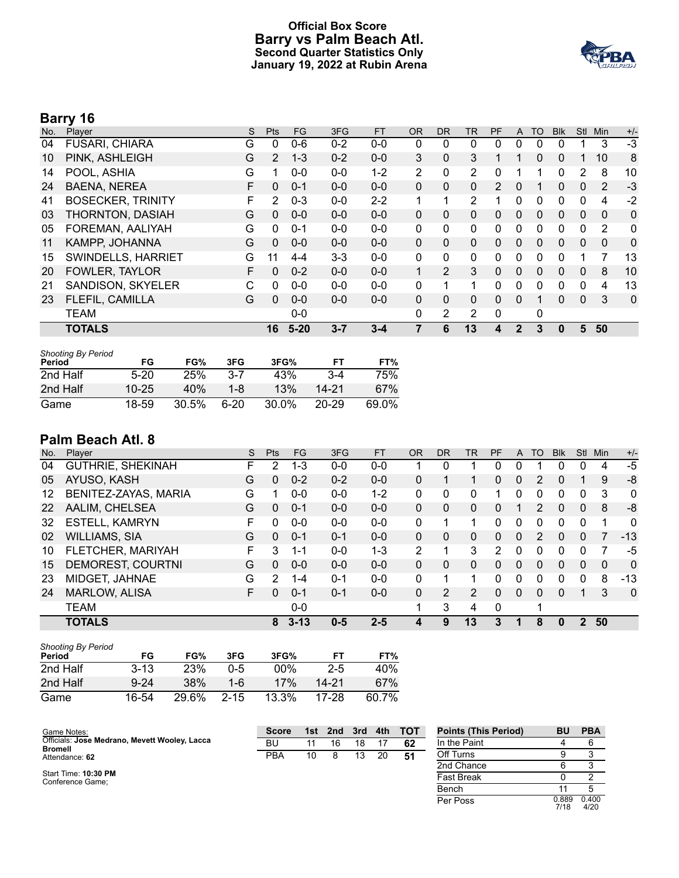# Official Box Score
## Barry vs Palm Beach Atl.
### Second Quarter Statistics Only
### January 19, 2022 at Rubin Arena

## Barry 16

| No. | Player | S | Pts | FG | 3FG | FT | OR | DR | TR | PF | A | TO | Blk | Stl | Min | +/- |
|---|---|---|---|---|---|---|---|---|---|---|---|---|---|---|---|---|
| 04 | FUSARI, CHIARA | G | 0 | 0-6 | 0-2 | 0-0 | 0 | 0 | 0 | 0 | 0 | 0 | 0 | 1 | 3 | -3 |
| 10 | PINK, ASHLEIGH | G | 2 | 1-3 | 0-2 | 0-0 | 3 | 0 | 3 | 1 | 1 | 0 | 0 | 1 | 10 | 8 |
| 14 | POOL, ASHIA | G | 1 | 0-0 | 0-0 | 1-2 | 2 | 0 | 2 | 0 | 1 | 1 | 0 | 2 | 8 | 10 |
| 24 | BAENA, NEREA | F | 0 | 0-1 | 0-0 | 0-0 | 0 | 0 | 0 | 2 | 0 | 1 | 0 | 0 | 2 | -3 |
| 41 | BOSECKER, TRINITY | F | 2 | 0-3 | 0-0 | 2-2 | 1 | 1 | 2 | 1 | 0 | 0 | 0 | 0 | 4 | -2 |
| 03 | THORNTON, DASIAH | G | 0 | 0-0 | 0-0 | 0-0 | 0 | 0 | 0 | 0 | 0 | 0 | 0 | 0 | 0 | 0 |
| 05 | FOREMAN, AALIYAH | G | 0 | 0-1 | 0-0 | 0-0 | 0 | 0 | 0 | 0 | 0 | 0 | 0 | 0 | 2 | 0 |
| 11 | KAMPP, JOHANNA | G | 0 | 0-0 | 0-0 | 0-0 | 0 | 0 | 0 | 0 | 0 | 0 | 0 | 0 | 0 | 0 |
| 15 | SWINDELLS, HARRIET | G | 11 | 4-4 | 3-3 | 0-0 | 0 | 0 | 0 | 0 | 0 | 0 | 0 | 1 | 7 | 13 |
| 20 | FOWLER, TAYLOR | F | 0 | 0-2 | 0-0 | 0-0 | 1 | 2 | 3 | 0 | 0 | 0 | 0 | 0 | 8 | 10 |
| 21 | SANDISON, SKYELER | C | 0 | 0-0 | 0-0 | 0-0 | 0 | 1 | 1 | 0 | 0 | 0 | 0 | 0 | 4 | 13 |
| 23 | FLEFIL, CAMILLA | G | 0 | 0-0 | 0-0 | 0-0 | 0 | 0 | 0 | 0 | 0 | 1 | 0 | 0 | 3 | 0 |
| | TEAM | | | 0-0 | | | 0 | 2 | 2 | 0 | | 0 | | | | |
| | **TOTALS** | | **16** | **5-20** | **3-7** | **3-4** | **7** | **6** | **13** | **4** | **2** | **3** | **0** | **5** | **50** | |

*Shooting By Period*

| Period | FG | FG% | 3FG | 3FG% | FT | FT% |
|---|---|---|---|---|---|---|
| 2nd Half | 5-20 | 25% | 3-7 | 43% | 3-4 | 75% |
| 2nd Half | 10-25 | 40% | 1-8 | 13% | 14-21 | 67% |
| Game | 18-59 | 30.5% | 6-20 | 30.0% | 20-29 | 69.0% |

## Palm Beach Atl. 8

| No. | Player | S | Pts | FG | 3FG | FT | OR | DR | TR | PF | A | TO | Blk | Stl | Min | +/- |
|---|---|---|---|---|---|---|---|---|---|---|---|---|---|---|---|---|
| 04 | GUTHRIE, SHEKINAH | F | 2 | 1-3 | 0-0 | 0-0 | 1 | 0 | 1 | 0 | 0 | 1 | 0 | 0 | 4 | -5 |
| 05 | AYUSO, KASH | G | 0 | 0-2 | 0-2 | 0-0 | 0 | 1 | 1 | 0 | 0 | 2 | 0 | 1 | 9 | -8 |
| 12 | BENITEZ-ZAYAS, MARIA | G | 1 | 0-0 | 0-0 | 1-2 | 0 | 0 | 0 | 1 | 0 | 0 | 0 | 0 | 3 | 0 |
| 22 | AALIM, CHELSEA | G | 0 | 0-1 | 0-0 | 0-0 | 0 | 0 | 0 | 0 | 1 | 2 | 0 | 0 | 8 | -8 |
| 32 | ESTELL, KAMRYN | F | 0 | 0-0 | 0-0 | 0-0 | 0 | 1 | 1 | 0 | 0 | 0 | 0 | 0 | 1 | 0 |
| 02 | WILLIAMS, SIA | G | 0 | 0-1 | 0-1 | 0-0 | 0 | 0 | 0 | 0 | 0 | 2 | 0 | 0 | 7 | -13 |
| 10 | FLETCHER, MARIYAH | F | 3 | 1-1 | 0-0 | 1-3 | 2 | 1 | 3 | 2 | 0 | 0 | 0 | 0 | 7 | -5 |
| 15 | DEMOREST, COURTNI | G | 0 | 0-0 | 0-0 | 0-0 | 0 | 0 | 0 | 0 | 0 | 0 | 0 | 0 | 0 | 0 |
| 23 | MIDGET, JAHNAE | G | 2 | 1-4 | 0-1 | 0-0 | 0 | 1 | 1 | 0 | 0 | 0 | 0 | 0 | 8 | -13 |
| 24 | MARLOW, ALISA | F | 0 | 0-1 | 0-1 | 0-0 | 0 | 2 | 2 | 0 | 0 | 0 | 0 | 1 | 3 | 0 |
| | TEAM | | | 0-0 | | | 1 | 3 | 4 | 0 | | 1 | | | | |
| | **TOTALS** | | **8** | **3-13** | **0-5** | **2-5** | **4** | **9** | **13** | **3** | **1** | **8** | **0** | **2** | **50** | |

*Shooting By Period*

| Period | FG | FG% | 3FG | 3FG% | FT | FT% |
|---|---|---|---|---|---|---|
| 2nd Half | 3-13 | 23% | 0-5 | 00% | 2-5 | 40% |
| 2nd Half | 9-24 | 38% | 1-6 | 17% | 14-21 | 67% |
| Game | 16-54 | 29.6% | 2-15 | 13.3% | 17-28 | 60.7% |

Game Notes:
Officials: **Jose Medrano, Mevett Wooley, Lacca Bromell**
Attendance: **62**

Start Time: **10:30 PM**
Conference Game;

| Score | 1st | 2nd | 3rd | 4th | TOT |
|---|---|---|---|---|---|
| BU | 11 | 16 | 18 | 17 | **62** |
| PBA | 10 | 8 | 13 | 20 | **51** |

| Points (This Period) | BU | PBA |
|---|---|---|
| In the Paint | 4 | 6 |
| Off Turns | 9 | 3 |
| 2nd Chance | 6 | 3 |
| Fast Break | 0 | 2 |
| Bench | 11 | 5 |
| Per Poss | 0.889 7/18 | 0.400 4/20 |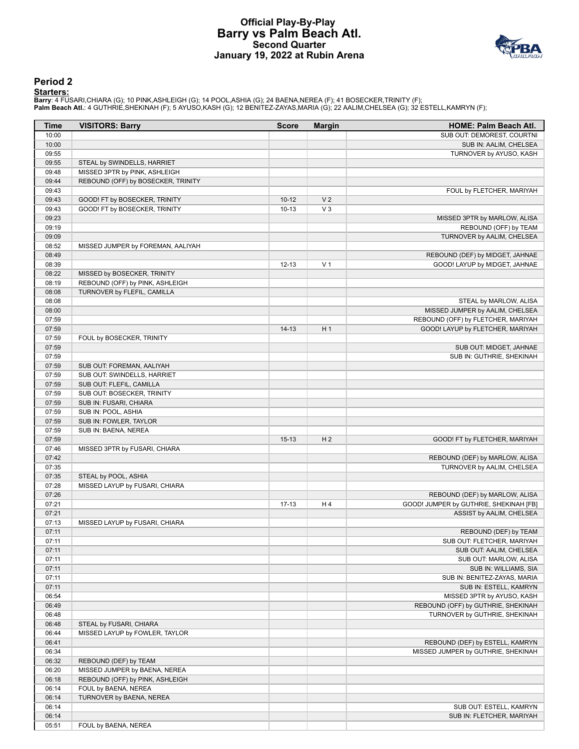# Official Play-By-Play
## Barry vs Palm Beach Atl.
### Second Quarter
### January 19, 2022 at Rubin Arena

## Period 2

**Starters:**

**Barry**: 4 FUSARI,CHIARA (G); 10 PINK,ASHLEIGH (G); 14 POOL,ASHIA (G); 24 BAENA,NEREA (F); 41 BOSECKER,TRINITY (F);
**Palm Beach Atl.**: 4 GUTHRIE,SHEKINAH (F); 5 AYUSO,KASH (G); 12 BENITEZ-ZAYAS,MARIA (G); 22 AALIM,CHELSEA (G); 32 ESTELL,KAMRYN (F);

| Time | VISITORS: Barry | Score | Margin | HOME: Palm Beach Atl. |
|---|---|---|---|---|
| 10:00 | | | | SUB OUT: DEMOREST, COURTNI |
| 10:00 | | | | SUB IN: AALIM, CHELSEA |
| 09:55 | | | | TURNOVER by AYUSO, KASH |
| 09:55 | STEAL by SWINDELLS, HARRIET | | | |
| 09:48 | MISSED 3PTR by PINK, ASHLEIGH | | | |
| 09:44 | REBOUND (OFF) by BOSECKER, TRINITY | | | |
| 09:43 | | | | FOUL by FLETCHER, MARIYAH |
| 09:43 | GOOD! FT by BOSECKER, TRINITY | 10-12 | V 2 | |
| 09:43 | GOOD! FT by BOSECKER, TRINITY | 10-13 | V 3 | |
| 09:23 | | | | MISSED 3PTR by MARLOW, ALISA |
| 09:19 | | | | REBOUND (OFF) by TEAM |
| 09:09 | | | | TURNOVER by AALIM, CHELSEA |
| 08:52 | MISSED JUMPER by FOREMAN, AALIYAH | | | |
| 08:49 | | | | REBOUND (DEF) by MIDGET, JAHNAE |
| 08:39 | | 12-13 | V 1 | GOOD! LAYUP by MIDGET, JAHNAE |
| 08:22 | MISSED by BOSECKER, TRINITY | | | |
| 08:19 | REBOUND (OFF) by PINK, ASHLEIGH | | | |
| 08:08 | TURNOVER by FLEFIL, CAMILLA | | | |
| 08:08 | | | | STEAL by MARLOW, ALISA |
| 08:00 | | | | MISSED JUMPER by AALIM, CHELSEA |
| 07:59 | | | | REBOUND (OFF) by FLETCHER, MARIYAH |
| 07:59 | | 14-13 | H 1 | GOOD! LAYUP by FLETCHER, MARIYAH |
| 07:59 | FOUL by BOSECKER, TRINITY | | | |
| 07:59 | | | | SUB OUT: MIDGET, JAHNAE |
| 07:59 | | | | SUB IN: GUTHRIE, SHEKINAH |
| 07:59 | SUB OUT: FOREMAN, AALIYAH | | | |
| 07:59 | SUB OUT: SWINDELLS, HARRIET | | | |
| 07:59 | SUB OUT: FLEFIL, CAMILLA | | | |
| 07:59 | SUB OUT: BOSECKER, TRINITY | | | |
| 07:59 | SUB IN: FUSARI, CHIARA | | | |
| 07:59 | SUB IN: POOL, ASHIA | | | |
| 07:59 | SUB IN: FOWLER, TAYLOR | | | |
| 07:59 | SUB IN: BAENA, NEREA | | | |
| 07:59 | | 15-13 | H 2 | GOOD! FT by FLETCHER, MARIYAH |
| 07:46 | MISSED 3PTR by FUSARI, CHIARA | | | |
| 07:42 | | | | REBOUND (DEF) by MARLOW, ALISA |
| 07:35 | | | | TURNOVER by AALIM, CHELSEA |
| 07:35 | STEAL by POOL, ASHIA | | | |
| 07:28 | MISSED LAYUP by FUSARI, CHIARA | | | |
| 07:26 | | | | REBOUND (DEF) by MARLOW, ALISA |
| 07:21 | | 17-13 | H 4 | GOOD! JUMPER by GUTHRIE, SHEKINAH [FB] |
| 07:21 | | | | ASSIST by AALIM, CHELSEA |
| 07:13 | MISSED LAYUP by FUSARI, CHIARA | | | |
| 07:11 | | | | REBOUND (DEF) by TEAM |
| 07:11 | | | | SUB OUT: FLETCHER, MARIYAH |
| 07:11 | | | | SUB OUT: AALIM, CHELSEA |
| 07:11 | | | | SUB OUT: MARLOW, ALISA |
| 07:11 | | | | SUB IN: WILLIAMS, SIA |
| 07:11 | | | | SUB IN: BENITEZ-ZAYAS, MARIA |
| 07:11 | | | | SUB IN: ESTELL, KAMRYN |
| 06:54 | | | | MISSED 3PTR by AYUSO, KASH |
| 06:49 | | | | REBOUND (OFF) by GUTHRIE, SHEKINAH |
| 06:48 | | | | TURNOVER by GUTHRIE, SHEKINAH |
| 06:48 | STEAL by FUSARI, CHIARA | | | |
| 06:44 | MISSED LAYUP by FOWLER, TAYLOR | | | |
| 06:41 | | | | REBOUND (DEF) by ESTELL, KAMRYN |
| 06:34 | | | | MISSED JUMPER by GUTHRIE, SHEKINAH |
| 06:32 | REBOUND (DEF) by TEAM | | | |
| 06:20 | MISSED JUMPER by BAENA, NEREA | | | |
| 06:18 | REBOUND (OFF) by PINK, ASHLEIGH | | | |
| 06:14 | FOUL by BAENA, NEREA | | | |
| 06:14 | TURNOVER by BAENA, NEREA | | | |
| 06:14 | | | | SUB OUT: ESTELL, KAMRYN |
| 06:14 | | | | SUB IN: FLETCHER, MARIYAH |
| 05:51 | FOUL by BAENA, NEREA | | | |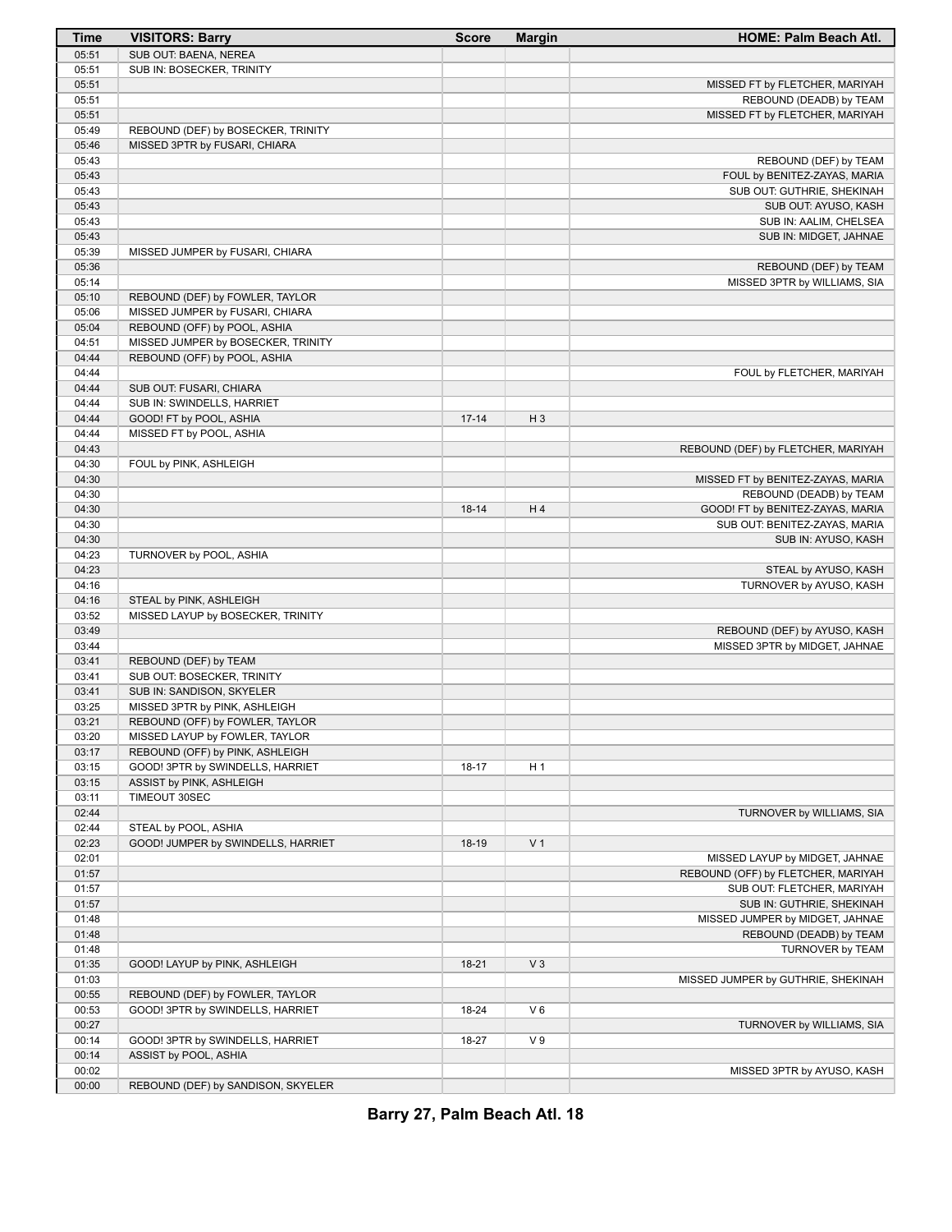| Time | VISITORS: Barry | Score | Margin | HOME: Palm Beach Atl. |
| --- | --- | --- | --- | --- |
| 05:51 | SUB OUT: BAENA, NEREA | | | |
| 05:51 | SUB IN: BOSECKER, TRINITY | | | |
| 05:51 | | | | MISSED FT by FLETCHER, MARIYAH |
| 05:51 | | | | REBOUND (DEADB) by TEAM |
| 05:51 | | | | MISSED FT by FLETCHER, MARIYAH |
| 05:49 | REBOUND (DEF) by BOSECKER, TRINITY | | | |
| 05:46 | MISSED 3PTR by FUSARI, CHIARA | | | |
| 05:43 | | | | REBOUND (DEF) by TEAM |
| 05:43 | | | | FOUL by BENITEZ-ZAYAS, MARIA |
| 05:43 | | | | SUB OUT: GUTHRIE, SHEKINAH |
| 05:43 | | | | SUB OUT: AYUSO, KASH |
| 05:43 | | | | SUB IN: AALIM, CHELSEA |
| 05:43 | | | | SUB IN: MIDGET, JAHNAE |
| 05:39 | MISSED JUMPER by FUSARI, CHIARA | | | |
| 05:36 | | | | REBOUND (DEF) by TEAM |
| 05:14 | | | | MISSED 3PTR by WILLIAMS, SIA |
| 05:10 | REBOUND (DEF) by FOWLER, TAYLOR | | | |
| 05:06 | MISSED JUMPER by FUSARI, CHIARA | | | |
| 05:04 | REBOUND (OFF) by POOL, ASHIA | | | |
| 04:51 | MISSED JUMPER by BOSECKER, TRINITY | | | |
| 04:44 | REBOUND (OFF) by POOL, ASHIA | | | |
| 04:44 | | | | FOUL by FLETCHER, MARIYAH |
| 04:44 | SUB OUT: FUSARI, CHIARA | | | |
| 04:44 | SUB IN: SWINDELLS, HARRIET | | | |
| 04:44 | GOOD! FT by POOL, ASHIA | 17-14 | H 3 | |
| 04:44 | MISSED FT by POOL, ASHIA | | | |
| 04:43 | | | | REBOUND (DEF) by FLETCHER, MARIYAH |
| 04:30 | FOUL by PINK, ASHLEIGH | | | |
| 04:30 | | | | MISSED FT by BENITEZ-ZAYAS, MARIA |
| 04:30 | | | | REBOUND (DEADB) by TEAM |
| 04:30 | | 18-14 | H 4 | GOOD! FT by BENITEZ-ZAYAS, MARIA |
| 04:30 | | | | SUB OUT: BENITEZ-ZAYAS, MARIA |
| 04:30 | | | | SUB IN: AYUSO, KASH |
| 04:23 | TURNOVER by POOL, ASHIA | | | |
| 04:23 | | | | STEAL by AYUSO, KASH |
| 04:16 | | | | TURNOVER by AYUSO, KASH |
| 04:16 | STEAL by PINK, ASHLEIGH | | | |
| 03:52 | MISSED LAYUP by BOSECKER, TRINITY | | | |
| 03:49 | | | | REBOUND (DEF) by AYUSO, KASH |
| 03:44 | | | | MISSED 3PTR by MIDGET, JAHNAE |
| 03:41 | REBOUND (DEF) by TEAM | | | |
| 03:41 | SUB OUT: BOSECKER, TRINITY | | | |
| 03:41 | SUB IN: SANDISON, SKYELER | | | |
| 03:25 | MISSED 3PTR by PINK, ASHLEIGH | | | |
| 03:21 | REBOUND (OFF) by FOWLER, TAYLOR | | | |
| 03:20 | MISSED LAYUP by FOWLER, TAYLOR | | | |
| 03:17 | REBOUND (OFF) by PINK, ASHLEIGH | | | |
| 03:15 | GOOD! 3PTR by SWINDELLS, HARRIET | 18-17 | H 1 | |
| 03:15 | ASSIST by PINK, ASHLEIGH | | | |
| 03:11 | TIMEOUT 30SEC | | | |
| 02:44 | | | | TURNOVER by WILLIAMS, SIA |
| 02:44 | STEAL by POOL, ASHIA | | | |
| 02:23 | GOOD! JUMPER by SWINDELLS, HARRIET | 18-19 | V 1 | |
| 02:01 | | | | MISSED LAYUP by MIDGET, JAHNAE |
| 01:57 | | | | REBOUND (OFF) by FLETCHER, MARIYAH |
| 01:57 | | | | SUB OUT: FLETCHER, MARIYAH |
| 01:57 | | | | SUB IN: GUTHRIE, SHEKINAH |
| 01:48 | | | | MISSED JUMPER by MIDGET, JAHNAE |
| 01:48 | | | | REBOUND (DEADB) by TEAM |
| 01:48 | | | | TURNOVER by TEAM |
| 01:35 | GOOD! LAYUP by PINK, ASHLEIGH | 18-21 | V 3 | |
| 01:03 | | | | MISSED JUMPER by GUTHRIE, SHEKINAH |
| 00:55 | REBOUND (DEF) by FOWLER, TAYLOR | | | |
| 00:53 | GOOD! 3PTR by SWINDELLS, HARRIET | 18-24 | V 6 | |
| 00:27 | | | | TURNOVER by WILLIAMS, SIA |
| 00:14 | GOOD! 3PTR by SWINDELLS, HARRIET | 18-27 | V 9 | |
| 00:14 | ASSIST by POOL, ASHIA | | | |
| 00:02 | | | | MISSED 3PTR by AYUSO, KASH |
| 00:00 | REBOUND (DEF) by SANDISON, SKYELER | | | |

**Barry 27, Palm Beach Atl. 18**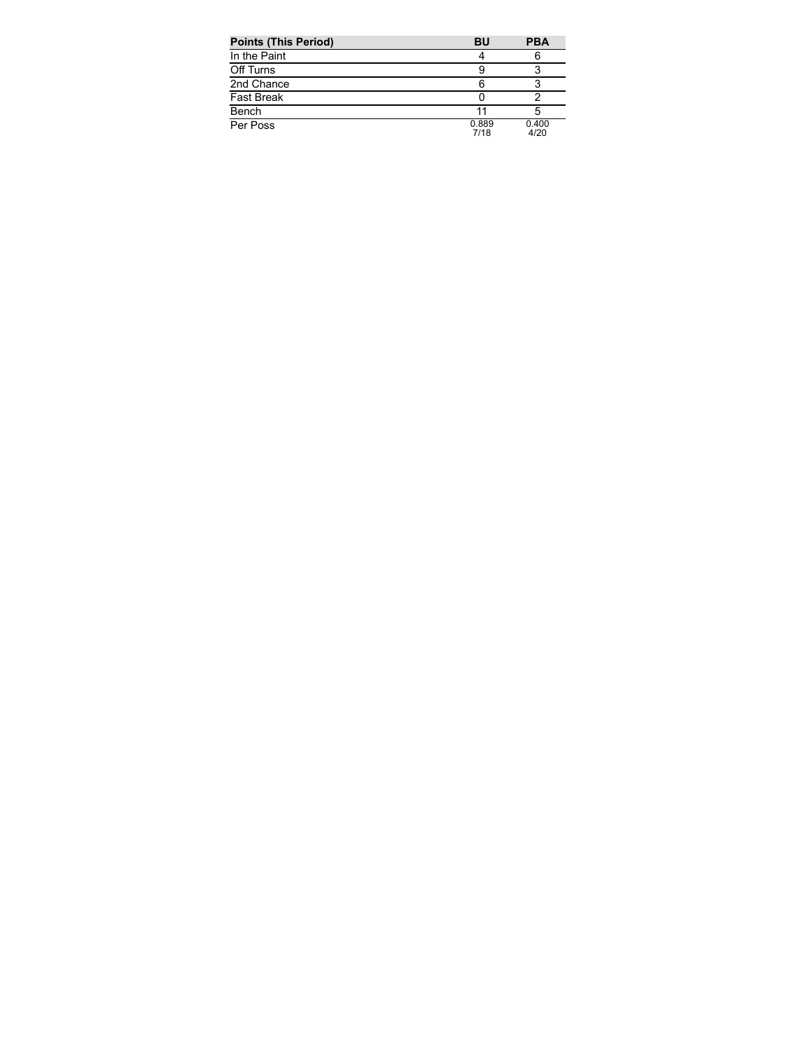| Points (This Period) | BU | PBA |
| --- | --- | --- |
| In the Paint | 4 | 6 |
| Off Turns | 9 | 3 |
| 2nd Chance | 6 | 3 |
| Fast Break | 0 | 2 |
| Bench | 11 | 5 |
| Per Poss | 0.889<br>7/18 | 0.400<br>4/20 |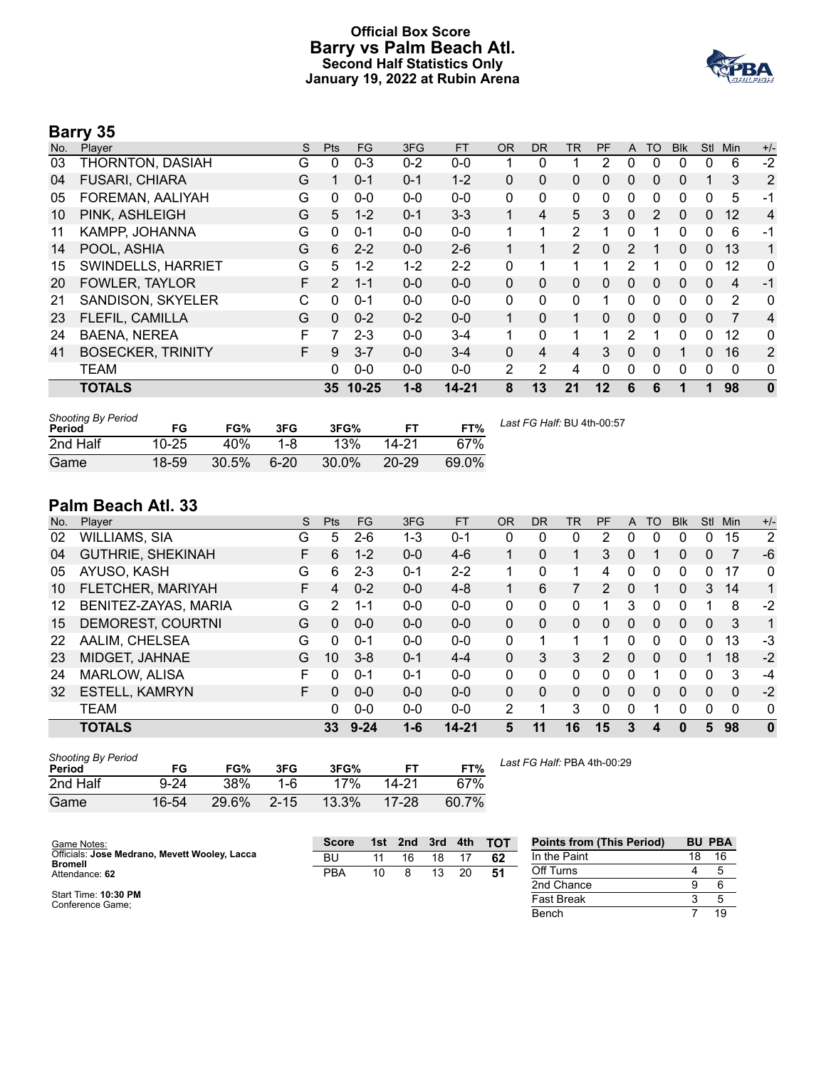# Official Box Score
## Barry vs Palm Beach Atl.
### Second Half Statistics Only
### January 19, 2022 at Rubin Arena

## Barry 35

| No. | Player | S | Pts | FG | 3FG | FT | OR | DR | TR | PF | A | TO | Blk | Stl | Min | +/- |
|---|---|---|---|---|---|---|---|---|---|---|---|---|---|---|---|---|
| 03 | THORNTON, DASIAH | G | 0 | 0-3 | 0-2 | 0-0 | 1 | 0 | 1 | 2 | 0 | 0 | 0 | 0 | 6 | -2 |
| 04 | FUSARI, CHIARA | G | 1 | 0-1 | 0-1 | 1-2 | 0 | 0 | 0 | 0 | 0 | 0 | 0 | 1 | 3 | 2 |
| 05 | FOREMAN, AALIYAH | G | 0 | 0-0 | 0-0 | 0-0 | 0 | 0 | 0 | 0 | 0 | 0 | 0 | 0 | 5 | -1 |
| 10 | PINK, ASHLEIGH | G | 5 | 1-2 | 0-1 | 3-3 | 1 | 4 | 5 | 3 | 0 | 2 | 0 | 0 | 12 | 4 |
| 11 | KAMPP, JOHANNA | G | 0 | 0-1 | 0-0 | 0-0 | 1 | 1 | 2 | 1 | 0 | 1 | 0 | 0 | 6 | -1 |
| 14 | POOL, ASHIA | G | 6 | 2-2 | 0-0 | 2-6 | 1 | 1 | 2 | 0 | 2 | 1 | 0 | 0 | 13 | 1 |
| 15 | SWINDELLS, HARRIET | G | 5 | 1-2 | 1-2 | 2-2 | 0 | 1 | 1 | 1 | 2 | 1 | 0 | 0 | 12 | 0 |
| 20 | FOWLER, TAYLOR | F | 2 | 1-1 | 0-0 | 0-0 | 0 | 0 | 0 | 0 | 0 | 0 | 0 | 0 | 4 | -1 |
| 21 | SANDISON, SKYELER | C | 0 | 0-1 | 0-0 | 0-0 | 0 | 0 | 0 | 1 | 0 | 0 | 0 | 0 | 2 | 0 |
| 23 | FLEFIL, CAMILLA | G | 0 | 0-2 | 0-2 | 0-0 | 1 | 0 | 1 | 0 | 0 | 0 | 0 | 0 | 7 | 4 |
| 24 | BAENA, NEREA | F | 7 | 2-3 | 0-0 | 3-4 | 1 | 0 | 1 | 1 | 2 | 1 | 0 | 0 | 12 | 0 |
| 41 | BOSECKER, TRINITY | F | 9 | 3-7 | 0-0 | 3-4 | 0 | 4 | 4 | 3 | 0 | 0 | 1 | 0 | 16 | 2 |
| | TEAM | | 0 | 0-0 | 0-0 | 0-0 | 2 | 2 | 4 | 0 | 0 | 0 | 0 | 0 | 0 | 0 |
| | **TOTALS** | | **35** | **10-25** | **1-8** | **14-21** | **8** | **13** | **21** | **12** | **6** | **6** | **1** | **1** | **98** | **0** |

*Shooting By Period*

| Period | FG | FG% | 3FG | 3FG% | FT | FT% |
|---|---|---|---|---|---|---|
| 2nd Half | 10-25 | 40% | 1-8 | 13% | 14-21 | 67% |
| Game | 18-59 | 30.5% | 6-20 | 30.0% | 20-29 | 69.0% |

*Last FG Half:* BU 4th-00:57

## Palm Beach Atl. 33

| No. | Player | S | Pts | FG | 3FG | FT | OR | DR | TR | PF | A | TO | Blk | Stl | Min | +/- |
|---|---|---|---|---|---|---|---|---|---|---|---|---|---|---|---|---|
| 02 | WILLIAMS, SIA | G | 5 | 2-6 | 1-3 | 0-1 | 0 | 0 | 0 | 2 | 0 | 0 | 0 | 0 | 15 | 2 |
| 04 | GUTHRIE, SHEKINAH | F | 6 | 1-2 | 0-0 | 4-6 | 1 | 0 | 1 | 3 | 0 | 1 | 0 | 0 | 7 | -6 |
| 05 | AYUSO, KASH | G | 6 | 2-3 | 0-1 | 2-2 | 1 | 0 | 1 | 4 | 0 | 0 | 0 | 0 | 17 | 0 |
| 10 | FLETCHER, MARIYAH | F | 4 | 0-2 | 0-0 | 4-8 | 1 | 6 | 7 | 2 | 0 | 1 | 0 | 3 | 14 | 1 |
| 12 | BENITEZ-ZAYAS, MARIA | G | 2 | 1-1 | 0-0 | 0-0 | 0 | 0 | 0 | 1 | 3 | 0 | 0 | 1 | 8 | -2 |
| 15 | DEMOREST, COURTNI | G | 0 | 0-0 | 0-0 | 0-0 | 0 | 0 | 0 | 0 | 0 | 0 | 0 | 0 | 3 | 1 |
| 22 | AALIM, CHELSEA | G | 0 | 0-1 | 0-0 | 0-0 | 0 | 1 | 1 | 1 | 0 | 0 | 0 | 0 | 13 | -3 |
| 23 | MIDGET, JAHNAE | G | 10 | 3-8 | 0-1 | 4-4 | 0 | 3 | 3 | 2 | 0 | 0 | 0 | 1 | 18 | -2 |
| 24 | MARLOW, ALISA | F | 0 | 0-1 | 0-1 | 0-0 | 0 | 0 | 0 | 0 | 0 | 1 | 0 | 0 | 3 | -4 |
| 32 | ESTELL, KAMRYN | F | 0 | 0-0 | 0-0 | 0-0 | 0 | 0 | 0 | 0 | 0 | 0 | 0 | 0 | 0 | -2 |
| | TEAM | | 0 | 0-0 | 0-0 | 0-0 | 2 | 1 | 3 | 0 | 0 | 1 | 0 | 0 | 0 | 0 |
| | **TOTALS** | | **33** | **9-24** | **1-6** | **14-21** | **5** | **11** | **16** | **15** | **3** | **4** | **0** | **5** | **98** | **0** |

*Shooting By Period*

| Period | FG | FG% | 3FG | 3FG% | FT | FT% |
|---|---|---|---|---|---|---|
| 2nd Half | 9-24 | 38% | 1-6 | 17% | 14-21 | 67% |
| Game | 16-54 | 29.6% | 2-15 | 13.3% | 17-28 | 60.7% |

*Last FG Half:* PBA 4th-00:29

Game Notes:
Officials: **Jose Medrano, Mevett Wooley, Lacca Bromell**
Attendance: **62**

Start Time: **10:30 PM**
Conference Game;

| Score | 1st | 2nd | 3rd | 4th | TOT |
|---|---|---|---|---|---|
| BU | 11 | 16 | 18 | 17 | **62** |
| PBA | 10 | 8 | 13 | 20 | **51** |

| Points from (This Period) | BU | PBA |
|---|---|---|
| In the Paint | 18 | 16 |
| Off Turns | 4 | 5 |
| 2nd Chance | 9 | 6 |
| Fast Break | 3 | 5 |
| Bench | 7 | 19 |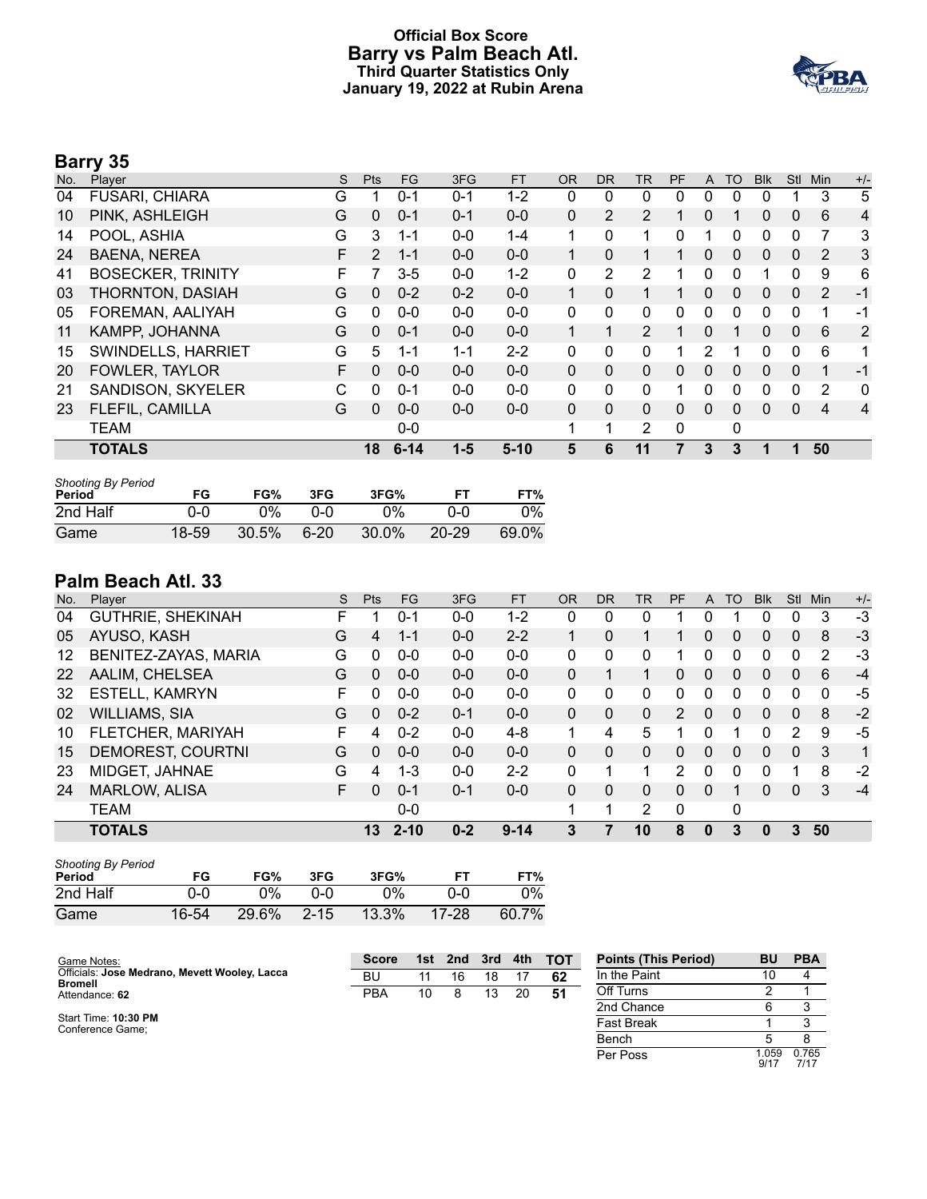# Official Box Score
# Barry vs Palm Beach Atl.
### Third Quarter Statistics Only
### January 19, 2022 at Rubin Arena

## Barry 35

| No. | Player | S | Pts | FG | 3FG | FT | OR | DR | TR | PF | A | TO | Blk | Stl | Min | +/- |
|---|---|---|---|---|---|---|---|---|---|---|---|---|---|---|---|---|
| 04 | FUSARI, CHIARA | G | 1 | 0-1 | 0-1 | 1-2 | 0 | 0 | 0 | 0 | 0 | 0 | 0 | 1 | 3 | 5 |
| 10 | PINK, ASHLEIGH | G | 0 | 0-1 | 0-1 | 0-0 | 0 | 2 | 2 | 1 | 0 | 1 | 0 | 0 | 6 | 4 |
| 14 | POOL, ASHIA | G | 3 | 1-1 | 0-0 | 1-4 | 1 | 0 | 1 | 0 | 1 | 0 | 0 | 0 | 7 | 3 |
| 24 | BAENA, NEREA | F | 2 | 1-1 | 0-0 | 0-0 | 1 | 0 | 1 | 1 | 0 | 0 | 0 | 0 | 2 | 3 |
| 41 | BOSECKER, TRINITY | F | 7 | 3-5 | 0-0 | 1-2 | 0 | 2 | 2 | 1 | 0 | 0 | 1 | 0 | 9 | 6 |
| 03 | THORNTON, DASIAH | G | 0 | 0-2 | 0-2 | 0-0 | 1 | 0 | 1 | 1 | 0 | 0 | 0 | 0 | 2 | -1 |
| 05 | FOREMAN, AALIYAH | G | 0 | 0-0 | 0-0 | 0-0 | 0 | 0 | 0 | 0 | 0 | 0 | 0 | 0 | 1 | -1 |
| 11 | KAMPP, JOHANNA | G | 0 | 0-1 | 0-0 | 0-0 | 1 | 1 | 2 | 1 | 0 | 1 | 0 | 0 | 6 | 2 |
| 15 | SWINDELLS, HARRIET | G | 5 | 1-1 | 1-1 | 2-2 | 0 | 0 | 0 | 1 | 2 | 1 | 0 | 0 | 6 | 1 |
| 20 | FOWLER, TAYLOR | F | 0 | 0-0 | 0-0 | 0-0 | 0 | 0 | 0 | 0 | 0 | 0 | 0 | 0 | 1 | -1 |
| 21 | SANDISON, SKYELER | C | 0 | 0-1 | 0-0 | 0-0 | 0 | 0 | 0 | 1 | 0 | 0 | 0 | 0 | 2 | 0 |
| 23 | FLEFIL, CAMILLA | G | 0 | 0-0 | 0-0 | 0-0 | 0 | 0 | 0 | 0 | 0 | 0 | 0 | 0 | 4 | 4 |
| | TEAM | | | 0-0 | | | 1 | 1 | 2 | 0 | | 0 | | | | |
| | **TOTALS** | | **18** | **6-14** | **1-5** | **5-10** | **5** | **6** | **11** | **7** | **3** | **3** | **1** | **1** | **50** | |

*Shooting By Period*

| Period | FG | FG% | 3FG | 3FG% | FT | FT% |
|---|---|---|---|---|---|---|
| 2nd Half | 0-0 | 0% | 0-0 | 0% | 0-0 | 0% |
| Game | 18-59 | 30.5% | 6-20 | 30.0% | 20-29 | 69.0% |

## Palm Beach Atl. 33

| No. | Player | S | Pts | FG | 3FG | FT | OR | DR | TR | PF | A | TO | Blk | Stl | Min | +/- |
|---|---|---|---|---|---|---|---|---|---|---|---|---|---|---|---|---|
| 04 | GUTHRIE, SHEKINAH | F | 1 | 0-1 | 0-0 | 1-2 | 0 | 0 | 0 | 1 | 0 | 1 | 0 | 0 | 3 | -3 |
| 05 | AYUSO, KASH | G | 4 | 1-1 | 0-0 | 2-2 | 1 | 0 | 1 | 1 | 0 | 0 | 0 | 0 | 8 | -3 |
| 12 | BENITEZ-ZAYAS, MARIA | G | 0 | 0-0 | 0-0 | 0-0 | 0 | 0 | 0 | 1 | 0 | 0 | 0 | 0 | 2 | -3 |
| 22 | AALIM, CHELSEA | G | 0 | 0-0 | 0-0 | 0-0 | 0 | 1 | 1 | 0 | 0 | 0 | 0 | 0 | 6 | -4 |
| 32 | ESTELL, KAMRYN | F | 0 | 0-0 | 0-0 | 0-0 | 0 | 0 | 0 | 0 | 0 | 0 | 0 | 0 | 0 | -5 |
| 02 | WILLIAMS, SIA | G | 0 | 0-2 | 0-1 | 0-0 | 0 | 0 | 0 | 2 | 0 | 0 | 0 | 0 | 8 | -2 |
| 10 | FLETCHER, MARIYAH | F | 4 | 0-2 | 0-0 | 4-8 | 1 | 4 | 5 | 1 | 0 | 1 | 0 | 2 | 9 | -5 |
| 15 | DEMOREST, COURTNI | G | 0 | 0-0 | 0-0 | 0-0 | 0 | 0 | 0 | 0 | 0 | 0 | 0 | 0 | 3 | 1 |
| 23 | MIDGET, JAHNAE | G | 4 | 1-3 | 0-0 | 2-2 | 0 | 1 | 1 | 2 | 0 | 0 | 0 | 1 | 8 | -2 |
| 24 | MARLOW, ALISA | F | 0 | 0-1 | 0-1 | 0-0 | 0 | 0 | 0 | 0 | 0 | 1 | 0 | 0 | 3 | -4 |
| | TEAM | | | 0-0 | | | 1 | 1 | 2 | 0 | | 0 | | | | |
| | **TOTALS** | | **13** | **2-10** | **0-2** | **9-14** | **3** | **7** | **10** | **8** | **0** | **3** | **0** | **3** | **50** | |

*Shooting By Period*

| Period | FG | FG% | 3FG | 3FG% | FT | FT% |
|---|---|---|---|---|---|---|
| 2nd Half | 0-0 | 0% | 0-0 | 0% | 0-0 | 0% |
| Game | 16-54 | 29.6% | 2-15 | 13.3% | 17-28 | 60.7% |

Game Notes:
Officials: **Jose Medrano, Mevett Wooley, Lacca Bromell**
Attendance: **62**

Start Time: **10:30 PM**
Conference Game;

| Score | 1st | 2nd | 3rd | 4th | TOT |
|---|---|---|---|---|---|
| BU | 11 | 16 | 18 | 17 | **62** |
| PBA | 10 | 8 | 13 | 20 | **51** |

| Points (This Period) | BU | PBA |
|---|---|---|
| In the Paint | 10 | 4 |
| Off Turns | 2 | 1 |
| 2nd Chance | 6 | 3 |
| Fast Break | 1 | 3 |
| Bench | 5 | 8 |
| Per Poss | 1.059 9/17 | 0.765 7/17 |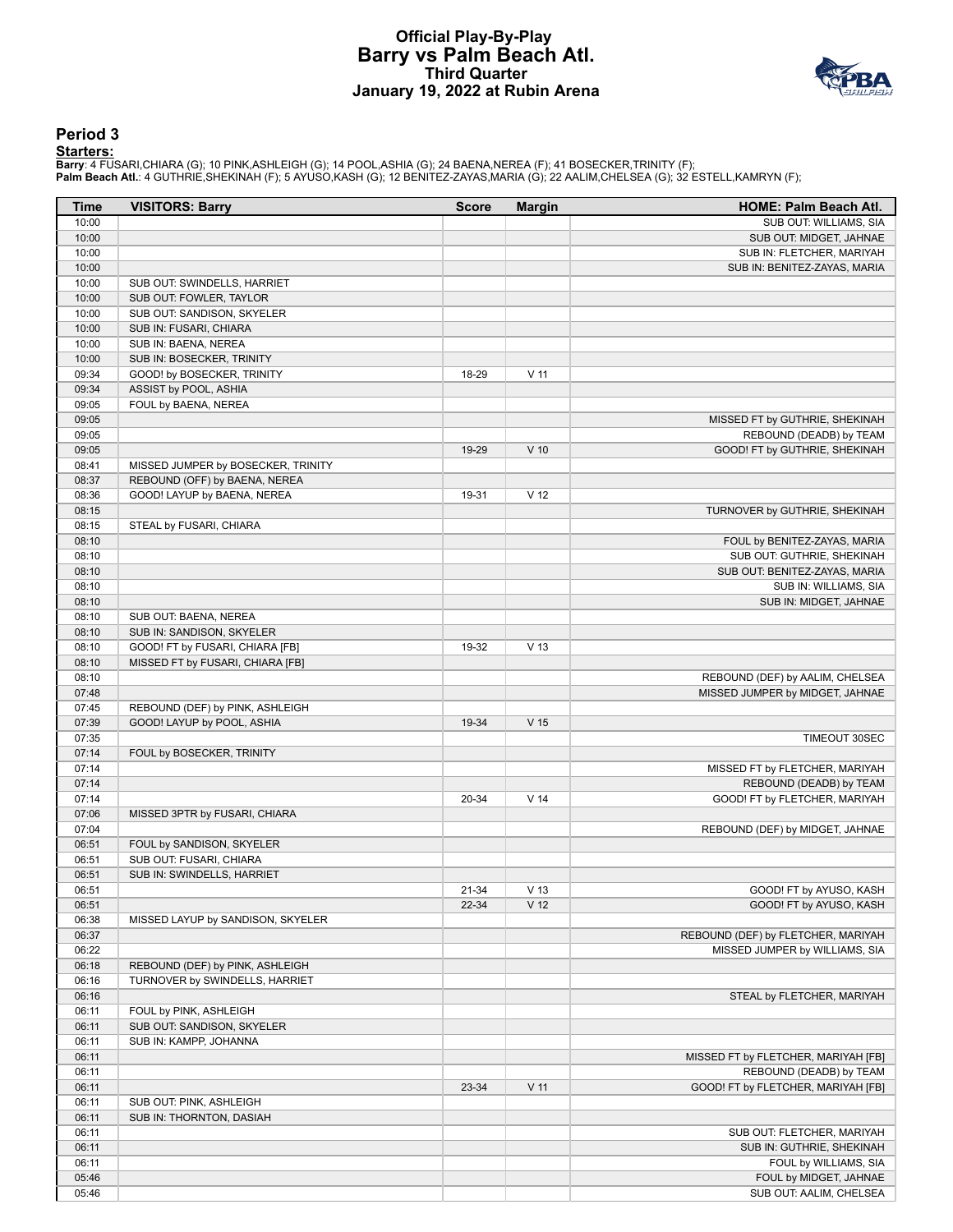# Official Play-By-Play
# Barry vs Palm Beach Atl.
### Third Quarter
### January 19, 2022 at Rubin Arena

## Period 3

**Starters:**

**Barry**: 4 FUSARI,CHIARA (G); 10 PINK,ASHLEIGH (G); 14 POOL,ASHIA (G); 24 BAENA,NEREA (F); 41 BOSECKER,TRINITY (F);
**Palm Beach Atl.**: 4 GUTHRIE,SHEKINAH (F); 5 AYUSO,KASH (G); 12 BENITEZ-ZAYAS,MARIA (G); 22 AALIM,CHELSEA (G); 32 ESTELL,KAMRYN (F);

| Time | VISITORS: Barry | Score | Margin | HOME: Palm Beach Atl. |
|---|---|---|---|---|
| 10:00 | | | | SUB OUT: WILLIAMS, SIA |
| 10:00 | | | | SUB OUT: MIDGET, JAHNAE |
| 10:00 | | | | SUB IN: FLETCHER, MARIYAH |
| 10:00 | | | | SUB IN: BENITEZ-ZAYAS, MARIA |
| 10:00 | SUB OUT: SWINDELLS, HARRIET | | | |
| 10:00 | SUB OUT: FOWLER, TAYLOR | | | |
| 10:00 | SUB OUT: SANDISON, SKYELER | | | |
| 10:00 | SUB IN: FUSARI, CHIARA | | | |
| 10:00 | SUB IN: BAENA, NEREA | | | |
| 10:00 | SUB IN: BOSECKER, TRINITY | | | |
| 09:34 | GOOD! by BOSECKER, TRINITY | 18-29 | V 11 | |
| 09:34 | ASSIST by POOL, ASHIA | | | |
| 09:05 | FOUL by BAENA, NEREA | | | |
| 09:05 | | | | MISSED FT by GUTHRIE, SHEKINAH |
| 09:05 | | | | REBOUND (DEADB) by TEAM |
| 09:05 | | 19-29 | V 10 | GOOD! FT by GUTHRIE, SHEKINAH |
| 08:41 | MISSED JUMPER by BOSECKER, TRINITY | | | |
| 08:37 | REBOUND (OFF) by BAENA, NEREA | | | |
| 08:36 | GOOD! LAYUP by BAENA, NEREA | 19-31 | V 12 | |
| 08:15 | | | | TURNOVER by GUTHRIE, SHEKINAH |
| 08:15 | STEAL by FUSARI, CHIARA | | | |
| 08:10 | | | | FOUL by BENITEZ-ZAYAS, MARIA |
| 08:10 | | | | SUB OUT: GUTHRIE, SHEKINAH |
| 08:10 | | | | SUB OUT: BENITEZ-ZAYAS, MARIA |
| 08:10 | | | | SUB IN: WILLIAMS, SIA |
| 08:10 | | | | SUB IN: MIDGET, JAHNAE |
| 08:10 | SUB OUT: BAENA, NEREA | | | |
| 08:10 | SUB IN: SANDISON, SKYELER | | | |
| 08:10 | GOOD! FT by FUSARI, CHIARA [FB] | 19-32 | V 13 | |
| 08:10 | MISSED FT by FUSARI, CHIARA [FB] | | | |
| 08:10 | | | | REBOUND (DEF) by AALIM, CHELSEA |
| 07:48 | | | | MISSED JUMPER by MIDGET, JAHNAE |
| 07:45 | REBOUND (DEF) by PINK, ASHLEIGH | | | |
| 07:39 | GOOD! LAYUP by POOL, ASHIA | 19-34 | V 15 | |
| 07:35 | | | | TIMEOUT 30SEC |
| 07:14 | FOUL by BOSECKER, TRINITY | | | |
| 07:14 | | | | MISSED FT by FLETCHER, MARIYAH |
| 07:14 | | | | REBOUND (DEADB) by TEAM |
| 07:14 | | 20-34 | V 14 | GOOD! FT by FLETCHER, MARIYAH |
| 07:06 | MISSED 3PTR by FUSARI, CHIARA | | | |
| 07:04 | | | | REBOUND (DEF) by MIDGET, JAHNAE |
| 06:51 | FOUL by SANDISON, SKYELER | | | |
| 06:51 | SUB OUT: FUSARI, CHIARA | | | |
| 06:51 | SUB IN: SWINDELLS, HARRIET | | | |
| 06:51 | | 21-34 | V 13 | GOOD! FT by AYUSO, KASH |
| 06:51 | | 22-34 | V 12 | GOOD! FT by AYUSO, KASH |
| 06:38 | MISSED LAYUP by SANDISON, SKYELER | | | |
| 06:37 | | | | REBOUND (DEF) by FLETCHER, MARIYAH |
| 06:22 | | | | MISSED JUMPER by WILLIAMS, SIA |
| 06:18 | REBOUND (DEF) by PINK, ASHLEIGH | | | |
| 06:16 | TURNOVER by SWINDELLS, HARRIET | | | |
| 06:16 | | | | STEAL by FLETCHER, MARIYAH |
| 06:11 | FOUL by PINK, ASHLEIGH | | | |
| 06:11 | SUB OUT: SANDISON, SKYELER | | | |
| 06:11 | SUB IN: KAMPP, JOHANNA | | | |
| 06:11 | | | | MISSED FT by FLETCHER, MARIYAH [FB] |
| 06:11 | | | | REBOUND (DEADB) by TEAM |
| 06:11 | | 23-34 | V 11 | GOOD! FT by FLETCHER, MARIYAH [FB] |
| 06:11 | SUB OUT: PINK, ASHLEIGH | | | |
| 06:11 | SUB IN: THORNTON, DASIAH | | | |
| 06:11 | | | | SUB OUT: FLETCHER, MARIYAH |
| 06:11 | | | | SUB IN: GUTHRIE, SHEKINAH |
| 06:11 | | | | FOUL by WILLIAMS, SIA |
| 05:46 | | | | FOUL by MIDGET, JAHNAE |
| 05:46 | | | | SUB OUT: AALIM, CHELSEA |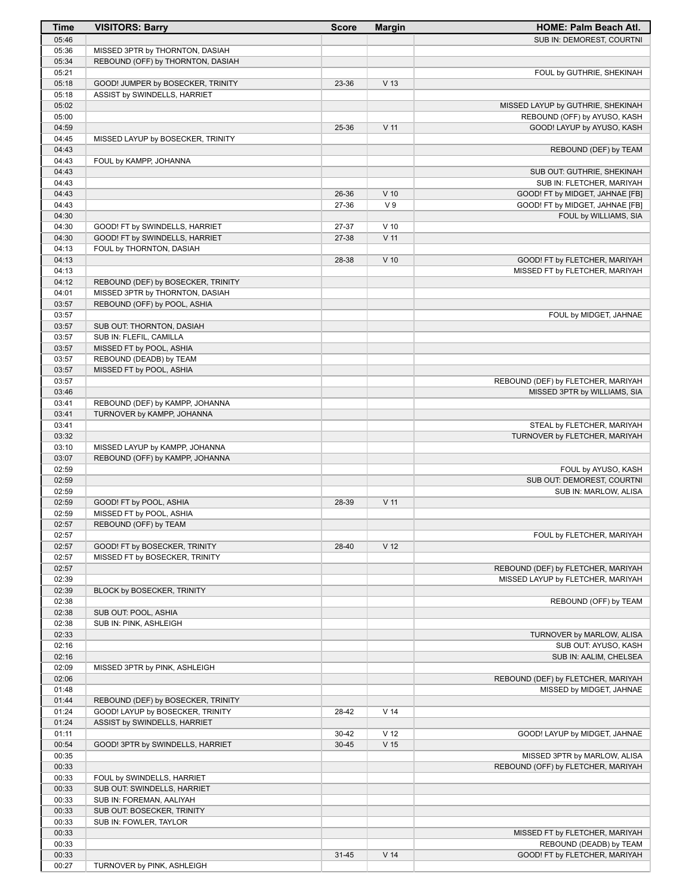| Time | VISITORS: Barry | Score | Margin | HOME: Palm Beach Atl. |
|---|---|---|---|---|
| 05:46 | | | | SUB IN: DEMOREST, COURTNI |
| 05:36 | MISSED 3PTR by THORNTON, DASIAH | | | |
| 05:34 | REBOUND (OFF) by THORNTON, DASIAH | | | |
| 05:21 | | | | FOUL by GUTHRIE, SHEKINAH |
| 05:18 | GOOD! JUMPER by BOSECKER, TRINITY | 23-36 | V 13 | |
| 05:18 | ASSIST by SWINDELLS, HARRIET | | | |
| 05:02 | | | | MISSED LAYUP by GUTHRIE, SHEKINAH |
| 05:00 | | | | REBOUND (OFF) by AYUSO, KASH |
| 04:59 | | 25-36 | V 11 | GOOD! LAYUP by AYUSO, KASH |
| 04:45 | MISSED LAYUP by BOSECKER, TRINITY | | | |
| 04:43 | | | | REBOUND (DEF) by TEAM |
| 04:43 | FOUL by KAMPP, JOHANNA | | | |
| 04:43 | | | | SUB OUT: GUTHRIE, SHEKINAH |
| 04:43 | | | | SUB IN: FLETCHER, MARIYAH |
| 04:43 | | 26-36 | V 10 | GOOD! FT by MIDGET, JAHNAE [FB] |
| 04:43 | | 27-36 | V 9 | GOOD! FT by MIDGET, JAHNAE [FB] |
| 04:30 | | | | FOUL by WILLIAMS, SIA |
| 04:30 | GOOD! FT by SWINDELLS, HARRIET | 27-37 | V 10 | |
| 04:30 | GOOD! FT by SWINDELLS, HARRIET | 27-38 | V 11 | |
| 04:13 | FOUL by THORNTON, DASIAH | | | |
| 04:13 | | 28-38 | V 10 | GOOD! FT by FLETCHER, MARIYAH |
| 04:13 | | | | MISSED FT by FLETCHER, MARIYAH |
| 04:12 | REBOUND (DEF) by BOSECKER, TRINITY | | | |
| 04:01 | MISSED 3PTR by THORNTON, DASIAH | | | |
| 03:57 | REBOUND (OFF) by POOL, ASHIA | | | |
| 03:57 | | | | FOUL by MIDGET, JAHNAE |
| 03:57 | SUB OUT: THORNTON, DASIAH | | | |
| 03:57 | SUB IN: FLEFIL, CAMILLA | | | |
| 03:57 | MISSED FT by POOL, ASHIA | | | |
| 03:57 | REBOUND (DEADB) by TEAM | | | |
| 03:57 | MISSED FT by POOL, ASHIA | | | |
| 03:57 | | | | REBOUND (DEF) by FLETCHER, MARIYAH |
| 03:46 | | | | MISSED 3PTR by WILLIAMS, SIA |
| 03:41 | REBOUND (DEF) by KAMPP, JOHANNA | | | |
| 03:41 | TURNOVER by KAMPP, JOHANNA | | | |
| 03:41 | | | | STEAL by FLETCHER, MARIYAH |
| 03:32 | | | | TURNOVER by FLETCHER, MARIYAH |
| 03:10 | MISSED LAYUP by KAMPP, JOHANNA | | | |
| 03:07 | REBOUND (OFF) by KAMPP, JOHANNA | | | |
| 02:59 | | | | FOUL by AYUSO, KASH |
| 02:59 | | | | SUB OUT: DEMOREST, COURTNI |
| 02:59 | | | | SUB IN: MARLOW, ALISA |
| 02:59 | GOOD! FT by POOL, ASHIA | 28-39 | V 11 | |
| 02:59 | MISSED FT by POOL, ASHIA | | | |
| 02:57 | REBOUND (OFF) by TEAM | | | |
| 02:57 | | | | FOUL by FLETCHER, MARIYAH |
| 02:57 | GOOD! FT by BOSECKER, TRINITY | 28-40 | V 12 | |
| 02:57 | MISSED FT by BOSECKER, TRINITY | | | |
| 02:57 | | | | REBOUND (DEF) by FLETCHER, MARIYAH |
| 02:39 | | | | MISSED LAYUP by FLETCHER, MARIYAH |
| 02:39 | BLOCK by BOSECKER, TRINITY | | | |
| 02:38 | | | | REBOUND (OFF) by TEAM |
| 02:38 | SUB OUT: POOL, ASHIA | | | |
| 02:38 | SUB IN: PINK, ASHLEIGH | | | |
| 02:33 | | | | TURNOVER by MARLOW, ALISA |
| 02:16 | | | | SUB OUT: AYUSO, KASH |
| 02:16 | | | | SUB IN: AALIM, CHELSEA |
| 02:09 | MISSED 3PTR by PINK, ASHLEIGH | | | |
| 02:06 | | | | REBOUND (DEF) by FLETCHER, MARIYAH |
| 01:48 | | | | MISSED by MIDGET, JAHNAE |
| 01:44 | REBOUND (DEF) by BOSECKER, TRINITY | | | |
| 01:24 | GOOD! LAYUP by BOSECKER, TRINITY | 28-42 | V 14 | |
| 01:24 | ASSIST by SWINDELLS, HARRIET | | | |
| 01:11 | | 30-42 | V 12 | GOOD! LAYUP by MIDGET, JAHNAE |
| 00:54 | GOOD! 3PTR by SWINDELLS, HARRIET | 30-45 | V 15 | |
| 00:35 | | | | MISSED 3PTR by MARLOW, ALISA |
| 00:33 | | | | REBOUND (OFF) by FLETCHER, MARIYAH |
| 00:33 | FOUL by SWINDELLS, HARRIET | | | |
| 00:33 | SUB OUT: SWINDELLS, HARRIET | | | |
| 00:33 | SUB IN: FOREMAN, AALIYAH | | | |
| 00:33 | SUB OUT: BOSECKER, TRINITY | | | |
| 00:33 | SUB IN: FOWLER, TAYLOR | | | |
| 00:33 | | | | MISSED FT by FLETCHER, MARIYAH |
| 00:33 | | | | REBOUND (DEADB) by TEAM |
| 00:33 | | 31-45 | V 14 | GOOD! FT by FLETCHER, MARIYAH |
| 00:27 | TURNOVER by PINK, ASHLEIGH | | | |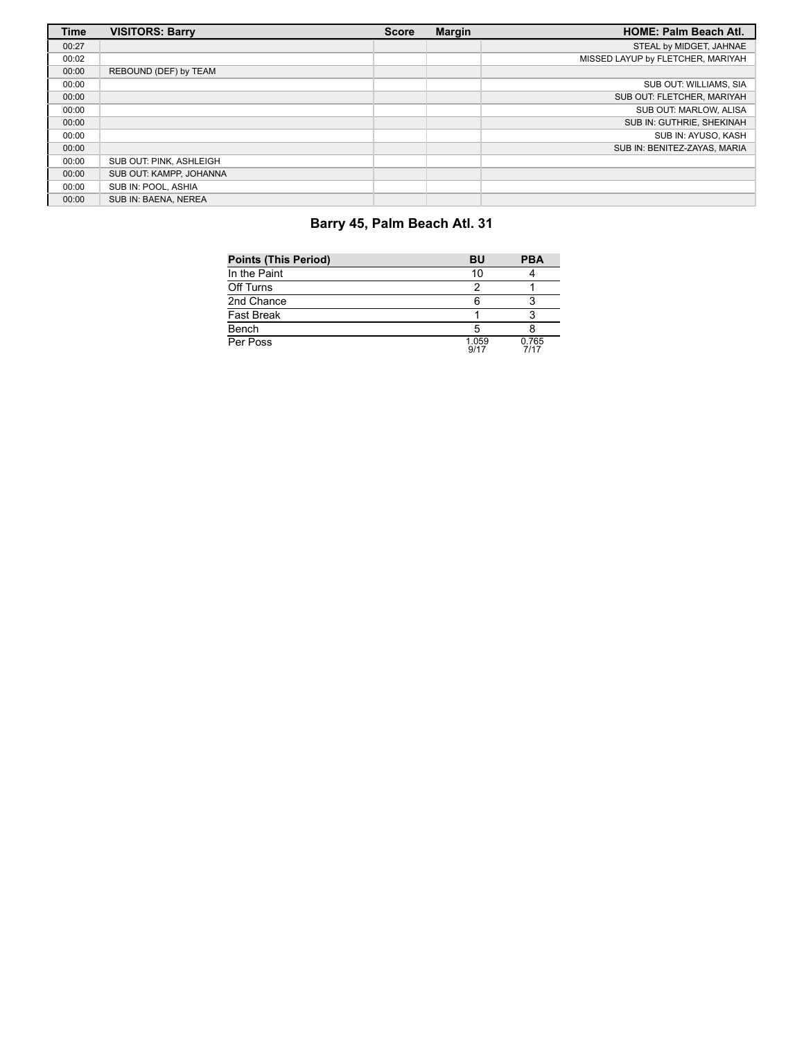| Time | VISITORS: Barry | Score | Margin | HOME: Palm Beach Atl. |
| --- | --- | --- | --- | --- |
| 00:27 | | | | STEAL by MIDGET, JAHNAE |
| 00:02 | | | | MISSED LAYUP by FLETCHER, MARIYAH |
| 00:00 | REBOUND (DEF) by TEAM | | | |
| 00:00 | | | | SUB OUT: WILLIAMS, SIA |
| 00:00 | | | | SUB OUT: FLETCHER, MARIYAH |
| 00:00 | | | | SUB OUT: MARLOW, ALISA |
| 00:00 | | | | SUB IN: GUTHRIE, SHEKINAH |
| 00:00 | | | | SUB IN: AYUSO, KASH |
| 00:00 | | | | SUB IN: BENITEZ-ZAYAS, MARIA |
| 00:00 | SUB OUT: PINK, ASHLEIGH | | | |
| 00:00 | SUB OUT: KAMPP, JOHANNA | | | |
| 00:00 | SUB IN: POOL, ASHIA | | | |
| 00:00 | SUB IN: BAENA, NEREA | | | |

## Barry 45, Palm Beach Atl. 31

| Points (This Period) | BU | PBA |
| --- | --- | --- |
| In the Paint | 10 | 4 |
| Off Turns | 2 | 1 |
| 2nd Chance | 6 | 3 |
| Fast Break | 1 | 3 |
| Bench | 5 | 8 |
| Per Poss | 1.059 9/17 | 0.765 7/17 |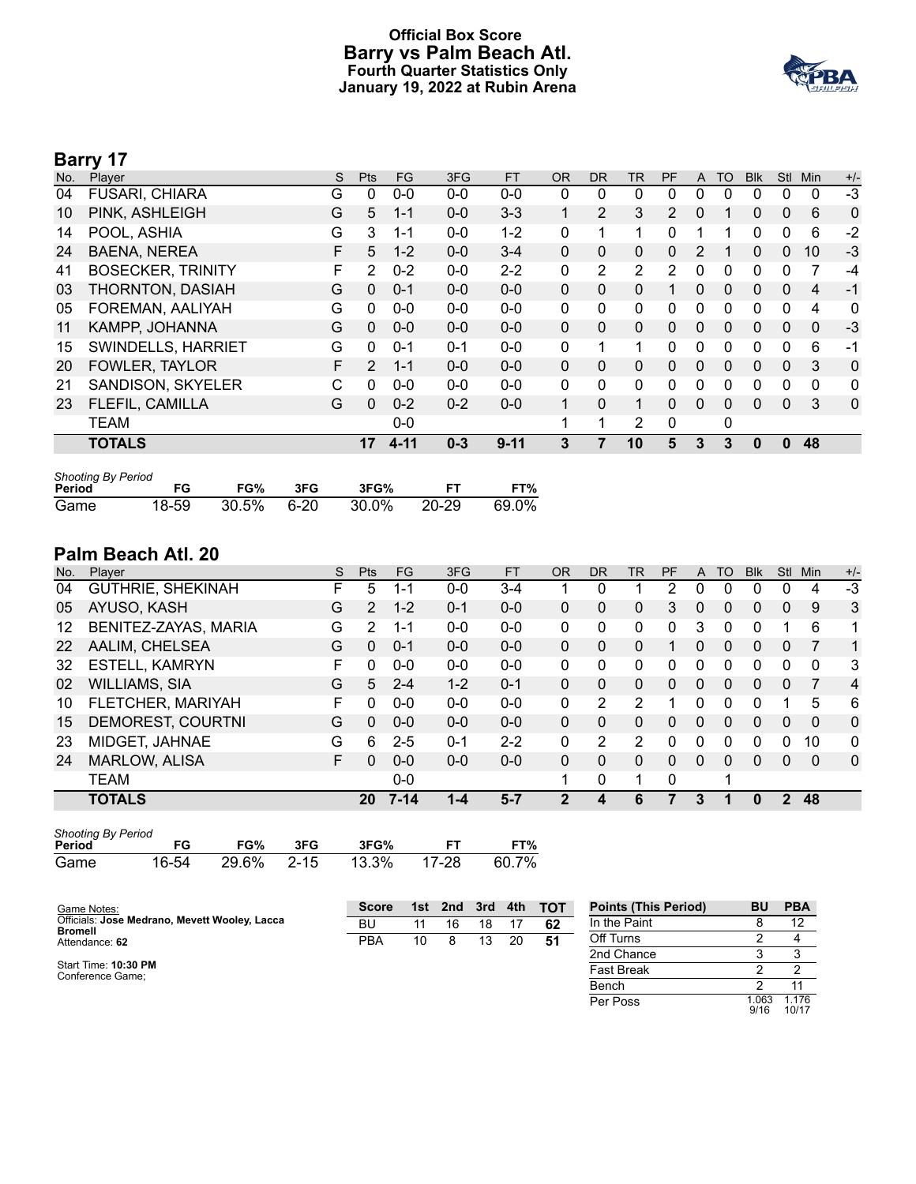# Official Box Score
# Barry vs Palm Beach Atl.
### Fourth Quarter Statistics Only
### January 19, 2022 at Rubin Arena

## Barry 17

| No. | Player | S | Pts | FG | 3FG | FT | OR | DR | TR | PF | A | TO | Blk | Stl | Min | +/- |
|---|---|---|---|---|---|---|---|---|---|---|---|---|---|---|---|---|
| 04 | FUSARI, CHIARA | G | 0 | 0-0 | 0-0 | 0-0 | 0 | 0 | 0 | 0 | 0 | 0 | 0 | 0 | 0 | -3 |
| 10 | PINK, ASHLEIGH | G | 5 | 1-1 | 0-0 | 3-3 | 1 | 2 | 3 | 2 | 0 | 1 | 0 | 0 | 6 | 0 |
| 14 | POOL, ASHIA | G | 3 | 1-1 | 0-0 | 1-2 | 0 | 1 | 1 | 0 | 1 | 1 | 0 | 0 | 6 | -2 |
| 24 | BAENA, NEREA | F | 5 | 1-2 | 0-0 | 3-4 | 0 | 0 | 0 | 0 | 2 | 1 | 0 | 0 | 10 | -3 |
| 41 | BOSECKER, TRINITY | F | 2 | 0-2 | 0-0 | 2-2 | 0 | 2 | 2 | 2 | 0 | 0 | 0 | 0 | 7 | -4 |
| 03 | THORNTON, DASIAH | G | 0 | 0-1 | 0-0 | 0-0 | 0 | 0 | 0 | 1 | 0 | 0 | 0 | 0 | 4 | -1 |
| 05 | FOREMAN, AALIYAH | G | 0 | 0-0 | 0-0 | 0-0 | 0 | 0 | 0 | 0 | 0 | 0 | 0 | 0 | 4 | 0 |
| 11 | KAMPP, JOHANNA | G | 0 | 0-0 | 0-0 | 0-0 | 0 | 0 | 0 | 0 | 0 | 0 | 0 | 0 | 0 | -3 |
| 15 | SWINDELLS, HARRIET | G | 0 | 0-1 | 0-1 | 0-0 | 0 | 1 | 1 | 0 | 0 | 0 | 0 | 0 | 6 | -1 |
| 20 | FOWLER, TAYLOR | F | 2 | 1-1 | 0-0 | 0-0 | 0 | 0 | 0 | 0 | 0 | 0 | 0 | 0 | 3 | 0 |
| 21 | SANDISON, SKYELER | C | 0 | 0-0 | 0-0 | 0-0 | 0 | 0 | 0 | 0 | 0 | 0 | 0 | 0 | 0 | 0 |
| 23 | FLEFIL, CAMILLA | G | 0 | 0-2 | 0-2 | 0-0 | 1 | 0 | 1 | 0 | 0 | 0 | 0 | 0 | 3 | 0 |
| | TEAM | | | 0-0 | | | 1 | 1 | 2 | 0 | | 0 | | | | |
| | **TOTALS** | | **17** | **4-11** | **0-3** | **9-11** | **3** | **7** | **10** | **5** | **3** | **3** | **0** | **0** | **48** | |

*Shooting By Period*

| Period | FG | FG% | 3FG | 3FG% | FT | FT% |
|---|---|---|---|---|---|---|
| Game | 18-59 | 30.5% | 6-20 | 30.0% | 20-29 | 69.0% |

## Palm Beach Atl. 20

| No. | Player | S | Pts | FG | 3FG | FT | OR | DR | TR | PF | A | TO | Blk | Stl | Min | +/- |
|---|---|---|---|---|---|---|---|---|---|---|---|---|---|---|---|---|
| 04 | GUTHRIE, SHEKINAH | F | 5 | 1-1 | 0-0 | 3-4 | 1 | 0 | 1 | 2 | 0 | 0 | 0 | 0 | 4 | -3 |
| 05 | AYUSO, KASH | G | 2 | 1-2 | 0-1 | 0-0 | 0 | 0 | 0 | 3 | 0 | 0 | 0 | 0 | 9 | 3 |
| 12 | BENITEZ-ZAYAS, MARIA | G | 2 | 1-1 | 0-0 | 0-0 | 0 | 0 | 0 | 0 | 3 | 0 | 0 | 1 | 6 | 1 |
| 22 | AALIM, CHELSEA | G | 0 | 0-1 | 0-0 | 0-0 | 0 | 0 | 0 | 1 | 0 | 0 | 0 | 0 | 7 | 1 |
| 32 | ESTELL, KAMRYN | F | 0 | 0-0 | 0-0 | 0-0 | 0 | 0 | 0 | 0 | 0 | 0 | 0 | 0 | 0 | 3 |
| 02 | WILLIAMS, SIA | G | 5 | 2-4 | 1-2 | 0-1 | 0 | 0 | 0 | 0 | 0 | 0 | 0 | 0 | 7 | 4 |
| 10 | FLETCHER, MARIYAH | F | 0 | 0-0 | 0-0 | 0-0 | 0 | 2 | 2 | 1 | 0 | 0 | 0 | 1 | 5 | 6 |
| 15 | DEMOREST, COURTNI | G | 0 | 0-0 | 0-0 | 0-0 | 0 | 0 | 0 | 0 | 0 | 0 | 0 | 0 | 0 | 0 |
| 23 | MIDGET, JAHNAE | G | 6 | 2-5 | 0-1 | 2-2 | 0 | 2 | 2 | 0 | 0 | 0 | 0 | 0 | 10 | 0 |
| 24 | MARLOW, ALISA | F | 0 | 0-0 | 0-0 | 0-0 | 0 | 0 | 0 | 0 | 0 | 0 | 0 | 0 | 0 | 0 |
| | TEAM | | | 0-0 | | | 1 | 0 | 1 | 0 | | 1 | | | | |
| | **TOTALS** | | **20** | **7-14** | **1-4** | **5-7** | **2** | **4** | **6** | **7** | **3** | **1** | **0** | **2** | **48** | |

*Shooting By Period*

| Period | FG | FG% | 3FG | 3FG% | FT | FT% |
|---|---|---|---|---|---|---|
| Game | 16-54 | 29.6% | 2-15 | 13.3% | 17-28 | 60.7% |

Game Notes:
Officials: **Jose Medrano, Mevett Wooley, Lacca Bromell**
Attendance: **62**

Start Time: **10:30 PM**
Conference Game;

| Score | 1st | 2nd | 3rd | 4th | TOT |
|---|---|---|---|---|---|
| BU | 11 | 16 | 18 | 17 | **62** |
| PBA | 10 | 8 | 13 | 20 | **51** |

| Points (This Period) | BU | PBA |
|---|---|---|
| In the Paint | 8 | 12 |
| Off Turns | 2 | 4 |
| 2nd Chance | 3 | 3 |
| Fast Break | 2 | 2 |
| Bench | 2 | 11 |
| Per Poss | 1.063 9/16 | 1.176 10/17 |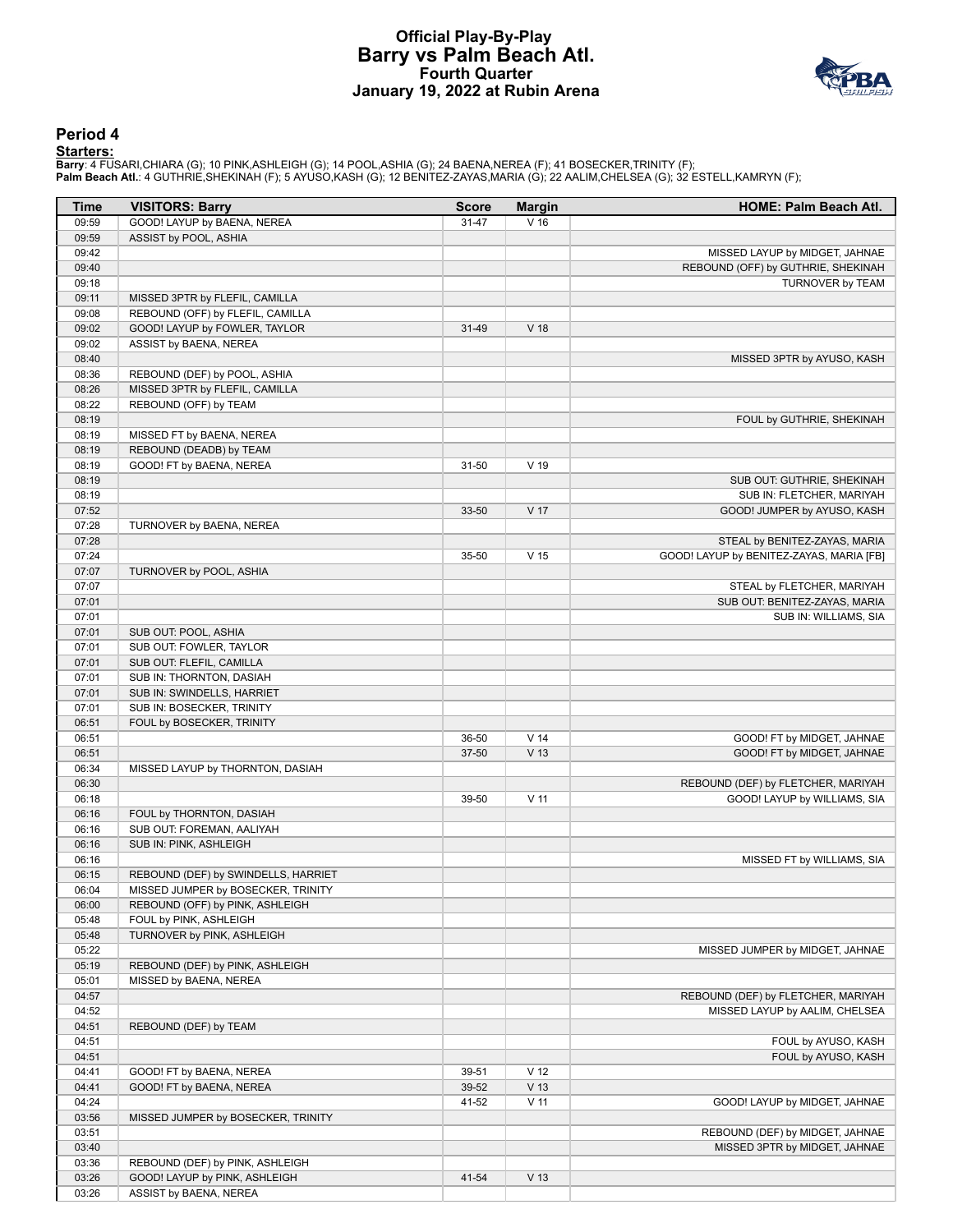# Official Play-By-Play
## Barry vs Palm Beach Atl.
### Fourth Quarter
### January 19, 2022 at Rubin Arena

## Period 4

**Starters:**

**Barry**: 4 FUSARI,CHIARA (G); 10 PINK,ASHLEIGH (G); 14 POOL,ASHIA (G); 24 BAENA,NEREA (F); 41 BOSECKER,TRINITY (F);
**Palm Beach Atl.**: 4 GUTHRIE,SHEKINAH (F); 5 AYUSO,KASH (G); 12 BENITEZ-ZAYAS,MARIA (G); 22 AALIM,CHELSEA (G); 32 ESTELL,KAMRYN (F);

| Time | VISITORS: Barry | Score | Margin | HOME: Palm Beach Atl. |
|---|---|---|---|---|
| 09:59 | GOOD! LAYUP by BAENA, NEREA | 31-47 | V 16 | |
| 09:59 | ASSIST by POOL, ASHIA | | | |
| 09:42 | | | | MISSED LAYUP by MIDGET, JAHNAE |
| 09:40 | | | | REBOUND (OFF) by GUTHRIE, SHEKINAH |
| 09:18 | | | | TURNOVER by TEAM |
| 09:11 | MISSED 3PTR by FLEFIL, CAMILLA | | | |
| 09:08 | REBOUND (OFF) by FLEFIL, CAMILLA | | | |
| 09:02 | GOOD! LAYUP by FOWLER, TAYLOR | 31-49 | V 18 | |
| 09:02 | ASSIST by BAENA, NEREA | | | |
| 08:40 | | | | MISSED 3PTR by AYUSO, KASH |
| 08:36 | REBOUND (DEF) by POOL, ASHIA | | | |
| 08:26 | MISSED 3PTR by FLEFIL, CAMILLA | | | |
| 08:22 | REBOUND (OFF) by TEAM | | | |
| 08:19 | | | | FOUL by GUTHRIE, SHEKINAH |
| 08:19 | MISSED FT by BAENA, NEREA | | | |
| 08:19 | REBOUND (DEADB) by TEAM | | | |
| 08:19 | GOOD! FT by BAENA, NEREA | 31-50 | V 19 | |
| 08:19 | | | | SUB OUT: GUTHRIE, SHEKINAH |
| 08:19 | | | | SUB IN: FLETCHER, MARIYAH |
| 07:52 | | 33-50 | V 17 | GOOD! JUMPER by AYUSO, KASH |
| 07:28 | TURNOVER by BAENA, NEREA | | | |
| 07:28 | | | | STEAL by BENITEZ-ZAYAS, MARIA |
| 07:24 | | 35-50 | V 15 | GOOD! LAYUP by BENITEZ-ZAYAS, MARIA [FB] |
| 07:07 | TURNOVER by POOL, ASHIA | | | |
| 07:07 | | | | STEAL by FLETCHER, MARIYAH |
| 07:01 | | | | SUB OUT: BENITEZ-ZAYAS, MARIA |
| 07:01 | | | | SUB IN: WILLIAMS, SIA |
| 07:01 | SUB OUT: POOL, ASHIA | | | |
| 07:01 | SUB OUT: FOWLER, TAYLOR | | | |
| 07:01 | SUB OUT: FLEFIL, CAMILLA | | | |
| 07:01 | SUB IN: THORNTON, DASIAH | | | |
| 07:01 | SUB IN: SWINDELLS, HARRIET | | | |
| 07:01 | SUB IN: BOSECKER, TRINITY | | | |
| 06:51 | FOUL by BOSECKER, TRINITY | | | |
| 06:51 | | 36-50 | V 14 | GOOD! FT by MIDGET, JAHNAE |
| 06:51 | | 37-50 | V 13 | GOOD! FT by MIDGET, JAHNAE |
| 06:34 | MISSED LAYUP by THORNTON, DASIAH | | | |
| 06:30 | | | | REBOUND (DEF) by FLETCHER, MARIYAH |
| 06:18 | | 39-50 | V 11 | GOOD! LAYUP by WILLIAMS, SIA |
| 06:16 | FOUL by THORNTON, DASIAH | | | |
| 06:16 | SUB OUT: FOREMAN, AALIYAH | | | |
| 06:16 | SUB IN: PINK, ASHLEIGH | | | |
| 06:16 | | | | MISSED FT by WILLIAMS, SIA |
| 06:15 | REBOUND (DEF) by SWINDELLS, HARRIET | | | |
| 06:04 | MISSED JUMPER by BOSECKER, TRINITY | | | |
| 06:00 | REBOUND (OFF) by PINK, ASHLEIGH | | | |
| 05:48 | FOUL by PINK, ASHLEIGH | | | |
| 05:48 | TURNOVER by PINK, ASHLEIGH | | | |
| 05:22 | | | | MISSED JUMPER by MIDGET, JAHNAE |
| 05:19 | REBOUND (DEF) by PINK, ASHLEIGH | | | |
| 05:01 | MISSED by BAENA, NEREA | | | |
| 04:57 | | | | REBOUND (DEF) by FLETCHER, MARIYAH |
| 04:52 | | | | MISSED LAYUP by AALIM, CHELSEA |
| 04:51 | REBOUND (DEF) by TEAM | | | |
| 04:51 | | | | FOUL by AYUSO, KASH |
| 04:51 | | | | FOUL by AYUSO, KASH |
| 04:41 | GOOD! FT by BAENA, NEREA | 39-51 | V 12 | |
| 04:41 | GOOD! FT by BAENA, NEREA | 39-52 | V 13 | |
| 04:24 | | 41-52 | V 11 | GOOD! LAYUP by MIDGET, JAHNAE |
| 03:56 | MISSED JUMPER by BOSECKER, TRINITY | | | |
| 03:51 | | | | REBOUND (DEF) by MIDGET, JAHNAE |
| 03:40 | | | | MISSED 3PTR by MIDGET, JAHNAE |
| 03:36 | REBOUND (DEF) by PINK, ASHLEIGH | | | |
| 03:26 | GOOD! LAYUP by PINK, ASHLEIGH | 41-54 | V 13 | |
| 03:26 | ASSIST by BAENA, NEREA | | | |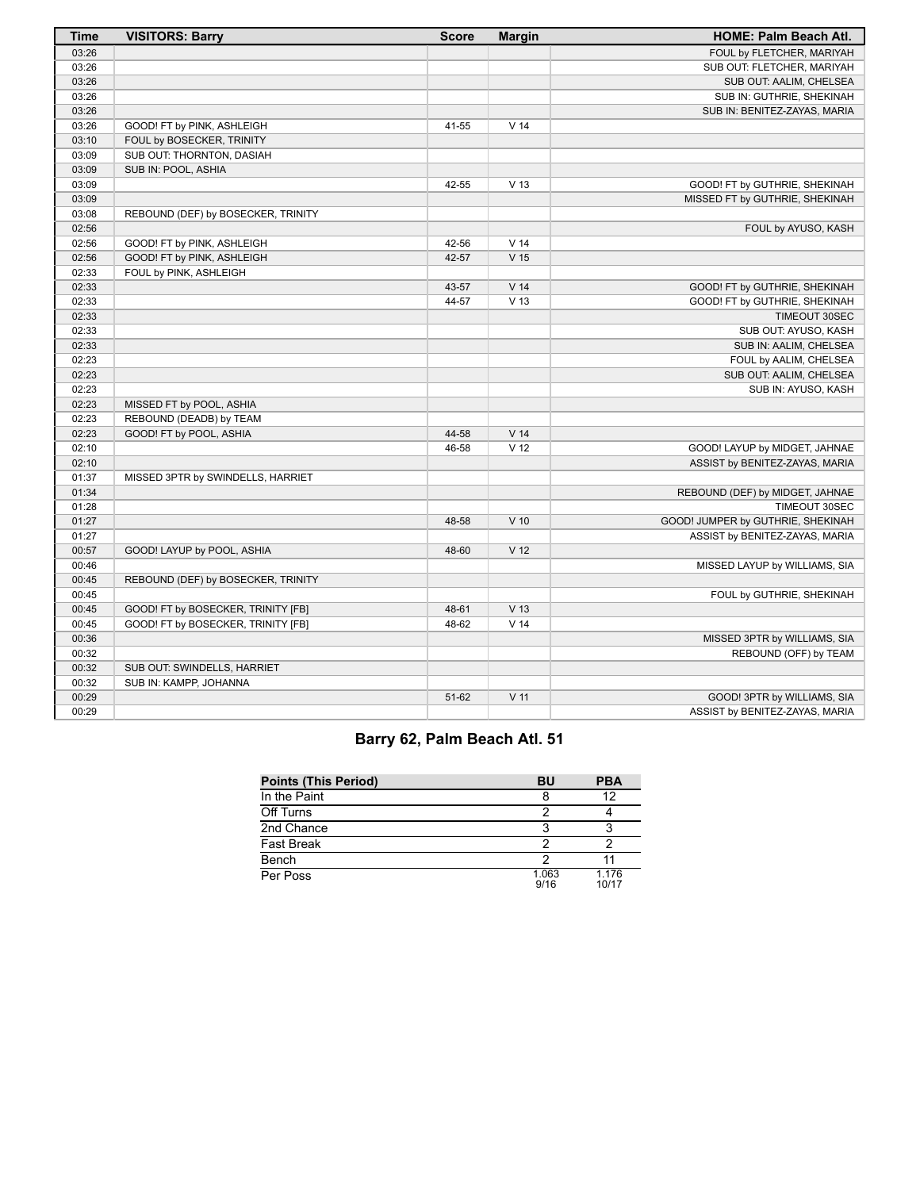| Time | VISITORS: Barry | Score | Margin | HOME: Palm Beach Atl. |
|---|---|---|---|---|
| 03:26 | | | | FOUL by FLETCHER, MARIYAH |
| 03:26 | | | | SUB OUT: FLETCHER, MARIYAH |
| 03:26 | | | | SUB OUT: AALIM, CHELSEA |
| 03:26 | | | | SUB IN: GUTHRIE, SHEKINAH |
| 03:26 | | | | SUB IN: BENITEZ-ZAYAS, MARIA |
| 03:26 | GOOD! FT by PINK, ASHLEIGH | 41-55 | V 14 | |
| 03:10 | FOUL by BOSECKER, TRINITY | | | |
| 03:09 | SUB OUT: THORNTON, DASIAH | | | |
| 03:09 | SUB IN: POOL, ASHIA | | | |
| 03:09 | | 42-55 | V 13 | GOOD! FT by GUTHRIE, SHEKINAH |
| 03:09 | | | | MISSED FT by GUTHRIE, SHEKINAH |
| 03:08 | REBOUND (DEF) by BOSECKER, TRINITY | | | |
| 02:56 | | | | FOUL by AYUSO, KASH |
| 02:56 | GOOD! FT by PINK, ASHLEIGH | 42-56 | V 14 | |
| 02:56 | GOOD! FT by PINK, ASHLEIGH | 42-57 | V 15 | |
| 02:33 | FOUL by PINK, ASHLEIGH | | | |
| 02:33 | | 43-57 | V 14 | GOOD! FT by GUTHRIE, SHEKINAH |
| 02:33 | | 44-57 | V 13 | GOOD! FT by GUTHRIE, SHEKINAH |
| 02:33 | | | | TIMEOUT 30SEC |
| 02:33 | | | | SUB OUT: AYUSO, KASH |
| 02:33 | | | | SUB IN: AALIM, CHELSEA |
| 02:23 | | | | FOUL by AALIM, CHELSEA |
| 02:23 | | | | SUB OUT: AALIM, CHELSEA |
| 02:23 | | | | SUB IN: AYUSO, KASH |
| 02:23 | MISSED FT by POOL, ASHIA | | | |
| 02:23 | REBOUND (DEADB) by TEAM | | | |
| 02:23 | GOOD! FT by POOL, ASHIA | 44-58 | V 14 | |
| 02:10 | | 46-58 | V 12 | GOOD! LAYUP by MIDGET, JAHNAE |
| 02:10 | | | | ASSIST by BENITEZ-ZAYAS, MARIA |
| 01:37 | MISSED 3PTR by SWINDELLS, HARRIET | | | |
| 01:34 | | | | REBOUND (DEF) by MIDGET, JAHNAE |
| 01:28 | | | | TIMEOUT 30SEC |
| 01:27 | | 48-58 | V 10 | GOOD! JUMPER by GUTHRIE, SHEKINAH |
| 01:27 | | | | ASSIST by BENITEZ-ZAYAS, MARIA |
| 00:57 | GOOD! LAYUP by POOL, ASHIA | 48-60 | V 12 | |
| 00:46 | | | | MISSED LAYUP by WILLIAMS, SIA |
| 00:45 | REBOUND (DEF) by BOSECKER, TRINITY | | | |
| 00:45 | | | | FOUL by GUTHRIE, SHEKINAH |
| 00:45 | GOOD! FT by BOSECKER, TRINITY [FB] | 48-61 | V 13 | |
| 00:45 | GOOD! FT by BOSECKER, TRINITY [FB] | 48-62 | V 14 | |
| 00:36 | | | | MISSED 3PTR by WILLIAMS, SIA |
| 00:32 | | | | REBOUND (OFF) by TEAM |
| 00:32 | SUB OUT: SWINDELLS, HARRIET | | | |
| 00:32 | SUB IN: KAMPP, JOHANNA | | | |
| 00:29 | | 51-62 | V 11 | GOOD! 3PTR by WILLIAMS, SIA |
| 00:29 | | | | ASSIST by BENITEZ-ZAYAS, MARIA |

## Barry 62, Palm Beach Atl. 51

| Points (This Period) | BU | PBA |
|---|---|---|
| In the Paint | 8 | 12 |
| Off Turns | 2 | 4 |
| 2nd Chance | 3 | 3 |
| Fast Break | 2 | 2 |
| Bench | 2 | 11 |
| Per Poss | 1.063 9/16 | 1.176 10/17 |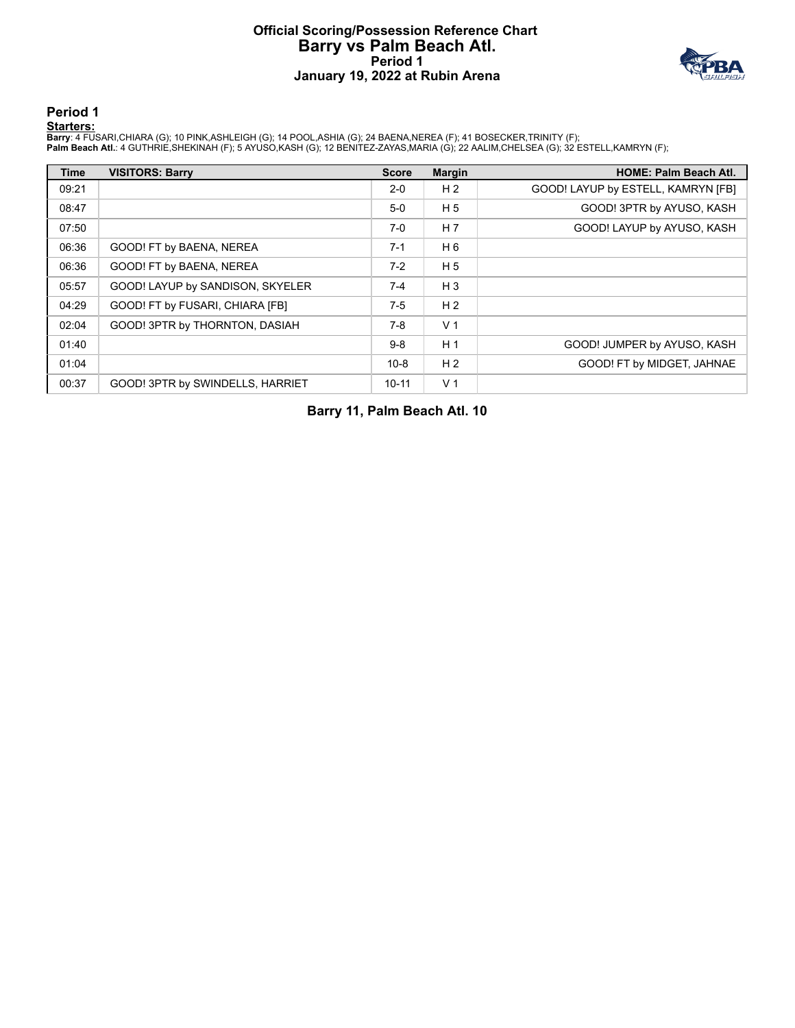# Official Scoring/Possession Reference Chart
# Barry vs Palm Beach Atl.
### Period 1
### January 19, 2022 at Rubin Arena

## Period 1

**Starters:**

**Barry**: 4 FUSARI,CHIARA (G); 10 PINK,ASHLEIGH (G); 14 POOL,ASHIA (G); 24 BAENA,NEREA (F); 41 BOSECKER,TRINITY (F);
**Palm Beach Atl.**: 4 GUTHRIE,SHEKINAH (F); 5 AYUSO,KASH (G); 12 BENITEZ-ZAYAS,MARIA (G); 22 AALIM,CHELSEA (G); 32 ESTELL,KAMRYN (F);

| Time | VISITORS: Barry | Score | Margin | HOME: Palm Beach Atl. |
|---|---|---|---|---|
| 09:21 | | 2-0 | H 2 | GOOD! LAYUP by ESTELL, KAMRYN [FB] |
| 08:47 | | 5-0 | H 5 | GOOD! 3PTR by AYUSO, KASH |
| 07:50 | | 7-0 | H 7 | GOOD! LAYUP by AYUSO, KASH |
| 06:36 | GOOD! FT by BAENA, NEREA | 7-1 | H 6 | |
| 06:36 | GOOD! FT by BAENA, NEREA | 7-2 | H 5 | |
| 05:57 | GOOD! LAYUP by SANDISON, SKYELER | 7-4 | H 3 | |
| 04:29 | GOOD! FT by FUSARI, CHIARA [FB] | 7-5 | H 2 | |
| 02:04 | GOOD! 3PTR by THORNTON, DASIAH | 7-8 | V 1 | |
| 01:40 | | 9-8 | H 1 | GOOD! JUMPER by AYUSO, KASH |
| 01:04 | | 10-8 | H 2 | GOOD! FT by MIDGET, JAHNAE |
| 00:37 | GOOD! 3PTR by SWINDELLS, HARRIET | 10-11 | V 1 | |

**Barry 11, Palm Beach Atl. 10**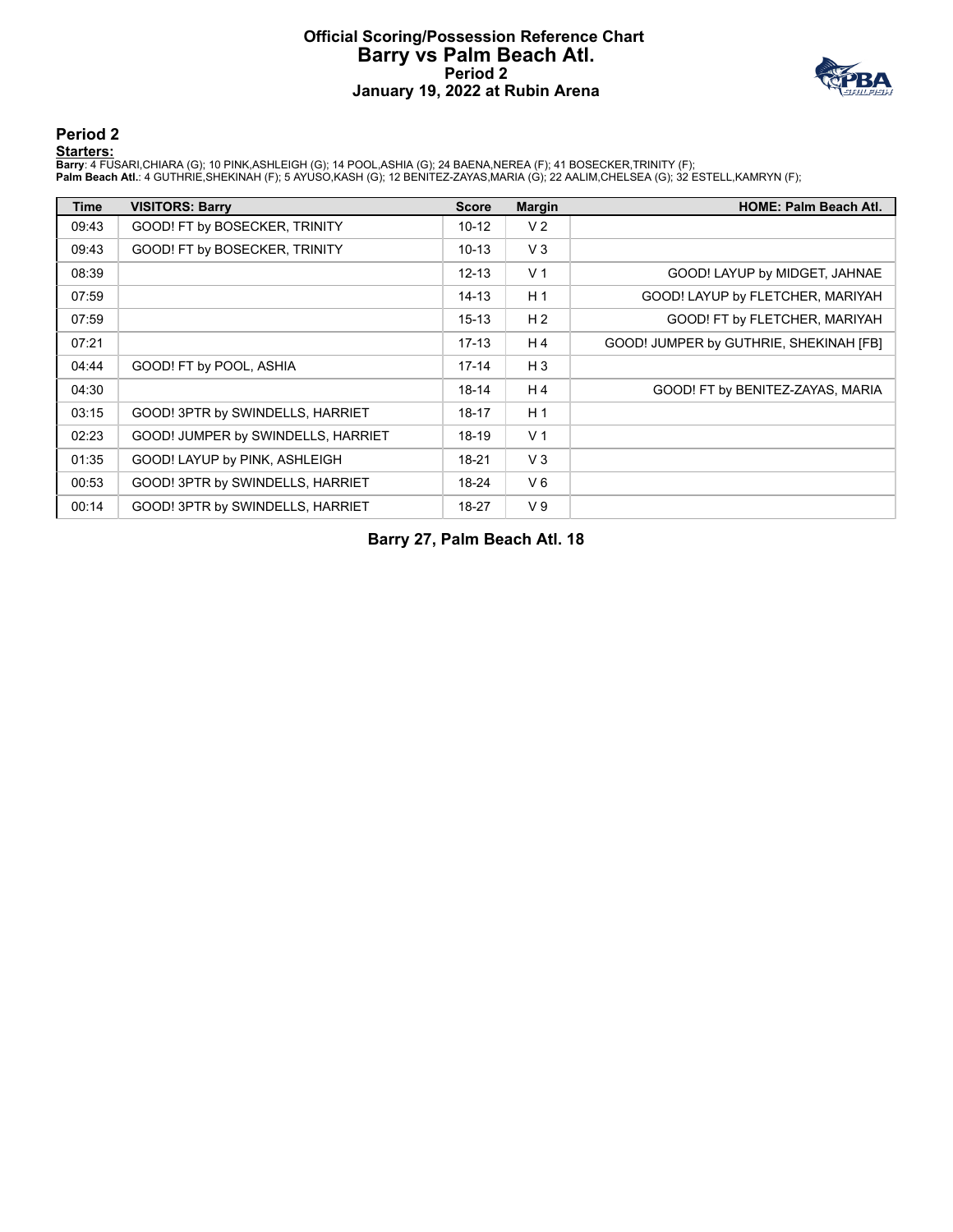# Official Scoring/Possession Reference Chart
# Barry vs Palm Beach Atl.
## Period 2
## January 19, 2022 at Rubin Arena

## Period 2

**Starters:**

**Barry**: 4 FUSARI,CHIARA (G); 10 PINK,ASHLEIGH (G); 14 POOL,ASHIA (G); 24 BAENA,NEREA (F); 41 BOSECKER,TRINITY (F);
**Palm Beach Atl.**: 4 GUTHRIE,SHEKINAH (F); 5 AYUSO,KASH (G); 12 BENITEZ-ZAYAS,MARIA (G); 22 AALIM,CHELSEA (G); 32 ESTELL,KAMRYN (F);

| Time | VISITORS: Barry | Score | Margin | HOME: Palm Beach Atl. |
|---|---|---|---|---|
| 09:43 | GOOD! FT by BOSECKER, TRINITY | 10-12 | V 2 | |
| 09:43 | GOOD! FT by BOSECKER, TRINITY | 10-13 | V 3 | |
| 08:39 | | 12-13 | V 1 | GOOD! LAYUP by MIDGET, JAHNAE |
| 07:59 | | 14-13 | H 1 | GOOD! LAYUP by FLETCHER, MARIYAH |
| 07:59 | | 15-13 | H 2 | GOOD! FT by FLETCHER, MARIYAH |
| 07:21 | | 17-13 | H 4 | GOOD! JUMPER by GUTHRIE, SHEKINAH [FB] |
| 04:44 | GOOD! FT by POOL, ASHIA | 17-14 | H 3 | |
| 04:30 | | 18-14 | H 4 | GOOD! FT by BENITEZ-ZAYAS, MARIA |
| 03:15 | GOOD! 3PTR by SWINDELLS, HARRIET | 18-17 | H 1 | |
| 02:23 | GOOD! JUMPER by SWINDELLS, HARRIET | 18-19 | V 1 | |
| 01:35 | GOOD! LAYUP by PINK, ASHLEIGH | 18-21 | V 3 | |
| 00:53 | GOOD! 3PTR by SWINDELLS, HARRIET | 18-24 | V 6 | |
| 00:14 | GOOD! 3PTR by SWINDELLS, HARRIET | 18-27 | V 9 | |

**Barry 27, Palm Beach Atl. 18**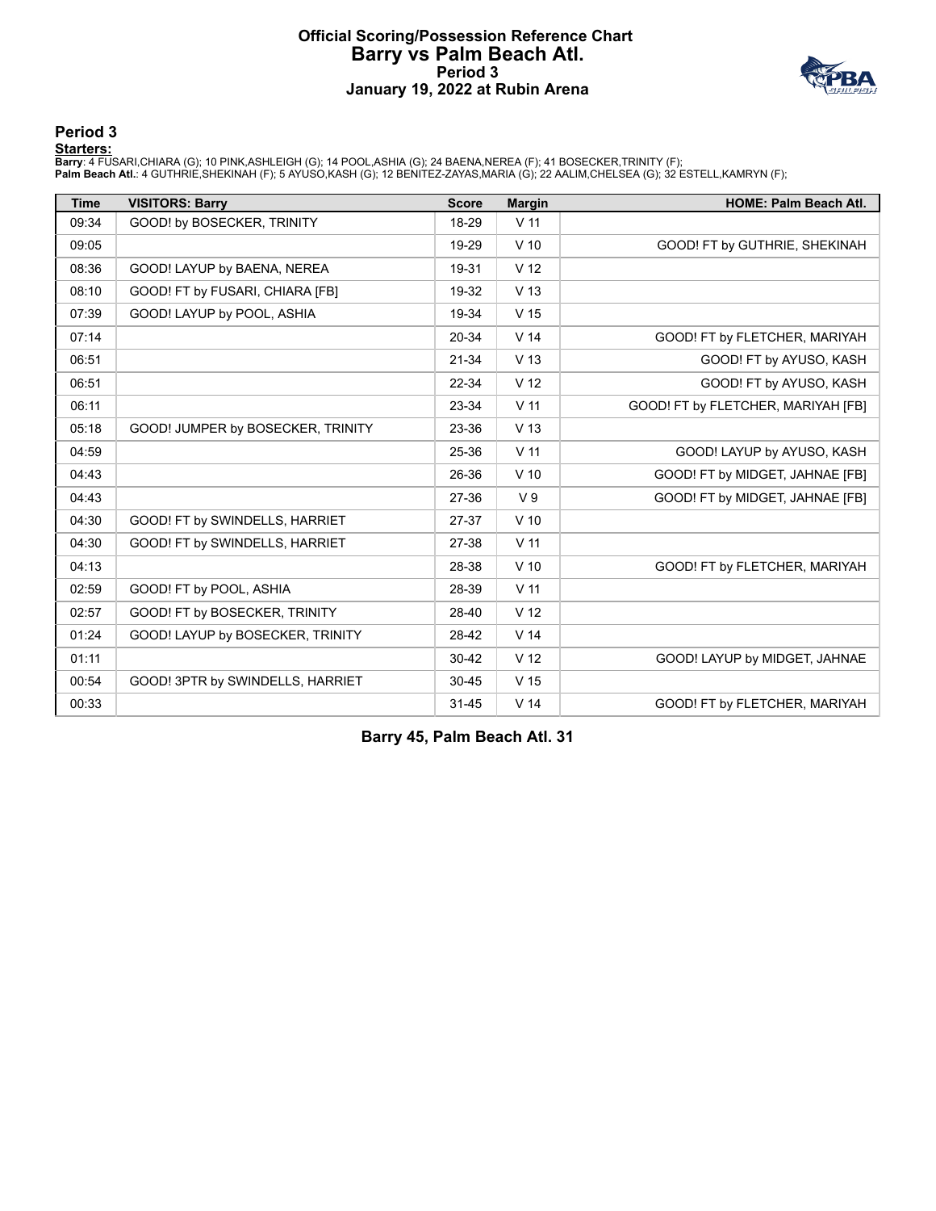# Official Scoring/Possession Reference Chart
# Barry vs Palm Beach Atl.
## Period 3
## January 19, 2022 at Rubin Arena

## Period 3

**Starters:**

**Barry**: 4 FUSARI,CHIARA (G); 10 PINK,ASHLEIGH (G); 14 POOL,ASHIA (G); 24 BAENA,NEREA (F); 41 BOSECKER,TRINITY (F);
**Palm Beach Atl.**: 4 GUTHRIE,SHEKINAH (F); 5 AYUSO,KASH (G); 12 BENITEZ-ZAYAS,MARIA (G); 22 AALIM,CHELSEA (G); 32 ESTELL,KAMRYN (F);

| Time | VISITORS: Barry | Score | Margin | HOME: Palm Beach Atl. |
|---|---|---|---|---|
| 09:34 | GOOD! by BOSECKER, TRINITY | 18-29 | V 11 | |
| 09:05 | | 19-29 | V 10 | GOOD! FT by GUTHRIE, SHEKINAH |
| 08:36 | GOOD! LAYUP by BAENA, NEREA | 19-31 | V 12 | |
| 08:10 | GOOD! FT by FUSARI, CHIARA [FB] | 19-32 | V 13 | |
| 07:39 | GOOD! LAYUP by POOL, ASHIA | 19-34 | V 15 | |
| 07:14 | | 20-34 | V 14 | GOOD! FT by FLETCHER, MARIYAH |
| 06:51 | | 21-34 | V 13 | GOOD! FT by AYUSO, KASH |
| 06:51 | | 22-34 | V 12 | GOOD! FT by AYUSO, KASH |
| 06:11 | | 23-34 | V 11 | GOOD! FT by FLETCHER, MARIYAH [FB] |
| 05:18 | GOOD! JUMPER by BOSECKER, TRINITY | 23-36 | V 13 | |
| 04:59 | | 25-36 | V 11 | GOOD! LAYUP by AYUSO, KASH |
| 04:43 | | 26-36 | V 10 | GOOD! FT by MIDGET, JAHNAE [FB] |
| 04:43 | | 27-36 | V 9 | GOOD! FT by MIDGET, JAHNAE [FB] |
| 04:30 | GOOD! FT by SWINDELLS, HARRIET | 27-37 | V 10 | |
| 04:30 | GOOD! FT by SWINDELLS, HARRIET | 27-38 | V 11 | |
| 04:13 | | 28-38 | V 10 | GOOD! FT by FLETCHER, MARIYAH |
| 02:59 | GOOD! FT by POOL, ASHIA | 28-39 | V 11 | |
| 02:57 | GOOD! FT by BOSECKER, TRINITY | 28-40 | V 12 | |
| 01:24 | GOOD! LAYUP by BOSECKER, TRINITY | 28-42 | V 14 | |
| 01:11 | | 30-42 | V 12 | GOOD! LAYUP by MIDGET, JAHNAE |
| 00:54 | GOOD! 3PTR by SWINDELLS, HARRIET | 30-45 | V 15 | |
| 00:33 | | 31-45 | V 14 | GOOD! FT by FLETCHER, MARIYAH |

**Barry 45, Palm Beach Atl. 31**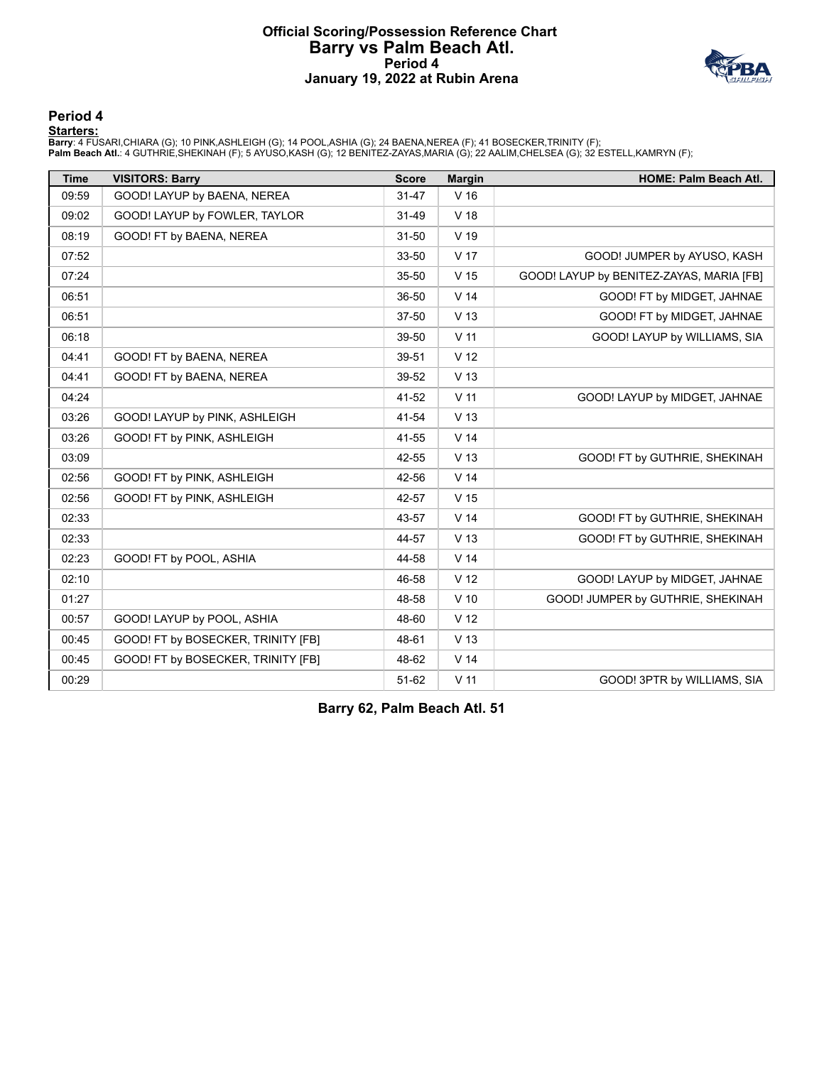# Official Scoring/Possession Reference Chart
# Barry vs Palm Beach Atl.
## Period 4
## January 19, 2022 at Rubin Arena

## Period 4

**Starters:**

**Barry**: 4 FUSARI,CHIARA (G); 10 PINK,ASHLEIGH (G); 14 POOL,ASHIA (G); 24 BAENA,NEREA (F); 41 BOSECKER,TRINITY (F);
**Palm Beach Atl.**: 4 GUTHRIE,SHEKINAH (F); 5 AYUSO,KASH (G); 12 BENITEZ-ZAYAS,MARIA (G); 22 AALIM,CHELSEA (G); 32 ESTELL,KAMRYN (F);

| Time | VISITORS: Barry | Score | Margin | HOME: Palm Beach Atl. |
|---|---|---|---|---|
| 09:59 | GOOD! LAYUP by BAENA, NEREA | 31-47 | V 16 | |
| 09:02 | GOOD! LAYUP by FOWLER, TAYLOR | 31-49 | V 18 | |
| 08:19 | GOOD! FT by BAENA, NEREA | 31-50 | V 19 | |
| 07:52 | | 33-50 | V 17 | GOOD! JUMPER by AYUSO, KASH |
| 07:24 | | 35-50 | V 15 | GOOD! LAYUP by BENITEZ-ZAYAS, MARIA [FB] |
| 06:51 | | 36-50 | V 14 | GOOD! FT by MIDGET, JAHNAE |
| 06:51 | | 37-50 | V 13 | GOOD! FT by MIDGET, JAHNAE |
| 06:18 | | 39-50 | V 11 | GOOD! LAYUP by WILLIAMS, SIA |
| 04:41 | GOOD! FT by BAENA, NEREA | 39-51 | V 12 | |
| 04:41 | GOOD! FT by BAENA, NEREA | 39-52 | V 13 | |
| 04:24 | | 41-52 | V 11 | GOOD! LAYUP by MIDGET, JAHNAE |
| 03:26 | GOOD! LAYUP by PINK, ASHLEIGH | 41-54 | V 13 | |
| 03:26 | GOOD! FT by PINK, ASHLEIGH | 41-55 | V 14 | |
| 03:09 | | 42-55 | V 13 | GOOD! FT by GUTHRIE, SHEKINAH |
| 02:56 | GOOD! FT by PINK, ASHLEIGH | 42-56 | V 14 | |
| 02:56 | GOOD! FT by PINK, ASHLEIGH | 42-57 | V 15 | |
| 02:33 | | 43-57 | V 14 | GOOD! FT by GUTHRIE, SHEKINAH |
| 02:33 | | 44-57 | V 13 | GOOD! FT by GUTHRIE, SHEKINAH |
| 02:23 | GOOD! FT by POOL, ASHIA | 44-58 | V 14 | |
| 02:10 | | 46-58 | V 12 | GOOD! LAYUP by MIDGET, JAHNAE |
| 01:27 | | 48-58 | V 10 | GOOD! JUMPER by GUTHRIE, SHEKINAH |
| 00:57 | GOOD! LAYUP by POOL, ASHIA | 48-60 | V 12 | |
| 00:45 | GOOD! FT by BOSECKER, TRINITY [FB] | 48-61 | V 13 | |
| 00:45 | GOOD! FT by BOSECKER, TRINITY [FB] | 48-62 | V 14 | |
| 00:29 | | 51-62 | V 11 | GOOD! 3PTR by WILLIAMS, SIA |

**Barry 62, Palm Beach Atl. 51**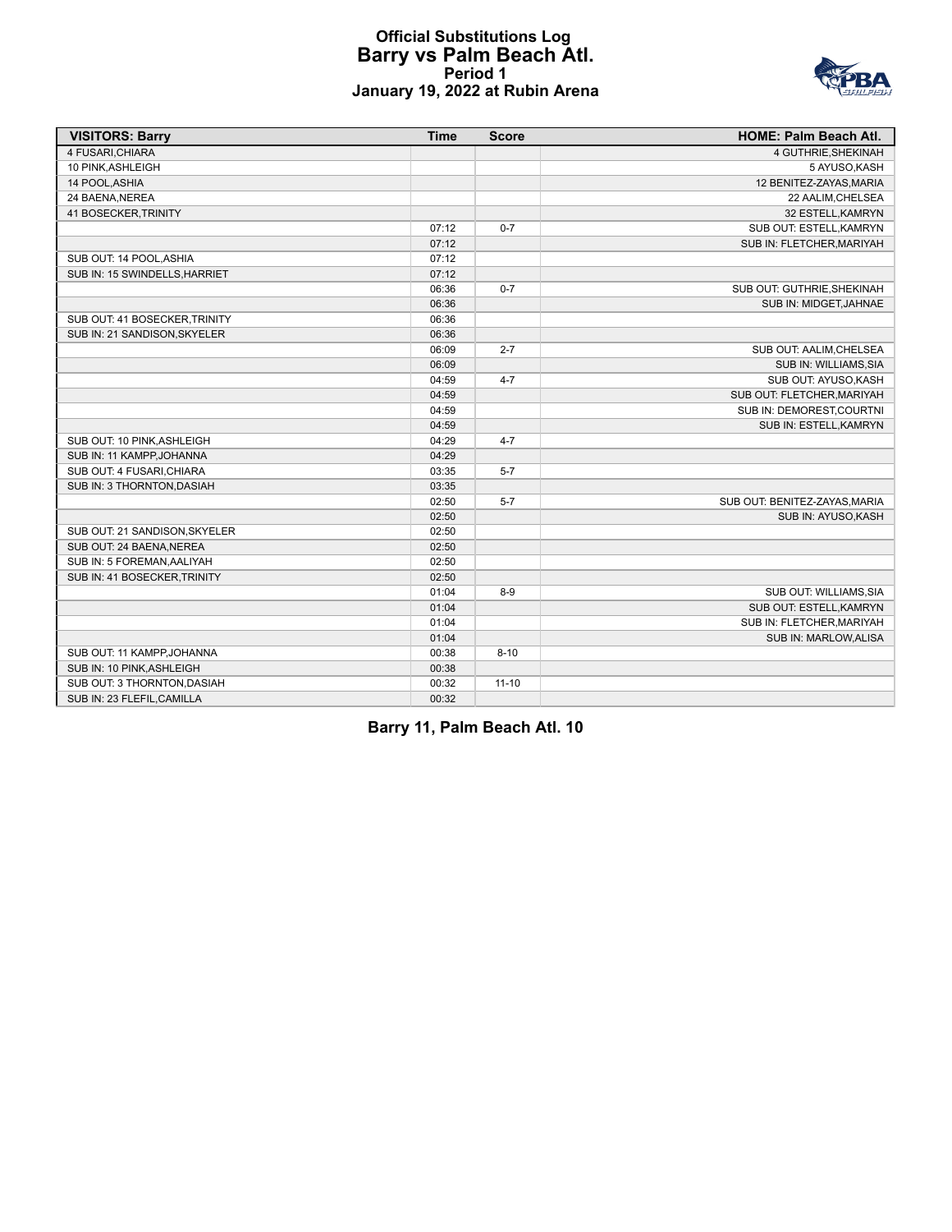# Official Substitutions Log
## Barry vs Palm Beach Atl.
### Period 1
### January 19, 2022 at Rubin Arena

| VISITORS: Barry | Time | Score | HOME: Palm Beach Atl. |
|---|---|---|---|
| 4 FUSARI,CHIARA | | | 4 GUTHRIE,SHEKINAH |
| 10 PINK,ASHLEIGH | | | 5 AYUSO,KASH |
| 14 POOL,ASHIA | | | 12 BENITEZ-ZAYAS,MARIA |
| 24 BAENA,NEREA | | | 22 AALIM,CHELSEA |
| 41 BOSECKER,TRINITY | | | 32 ESTELL,KAMRYN |
| | 07:12 | 0-7 | SUB OUT: ESTELL,KAMRYN |
| | 07:12 | | SUB IN: FLETCHER,MARIYAH |
| SUB OUT: 14 POOL,ASHIA | 07:12 | | |
| SUB IN: 15 SWINDELLS,HARRIET | 07:12 | | |
| | 06:36 | 0-7 | SUB OUT: GUTHRIE,SHEKINAH |
| | 06:36 | | SUB IN: MIDGET,JAHNAE |
| SUB OUT: 41 BOSECKER,TRINITY | 06:36 | | |
| SUB IN: 21 SANDISON,SKYELER | 06:36 | | |
| | 06:09 | 2-7 | SUB OUT: AALIM,CHELSEA |
| | 06:09 | | SUB IN: WILLIAMS,SIA |
| | 04:59 | 4-7 | SUB OUT: AYUSO,KASH |
| | 04:59 | | SUB OUT: FLETCHER,MARIYAH |
| | 04:59 | | SUB IN: DEMOREST,COURTNI |
| | 04:59 | | SUB IN: ESTELL,KAMRYN |
| SUB OUT: 10 PINK,ASHLEIGH | 04:29 | 4-7 | |
| SUB IN: 11 KAMPP,JOHANNA | 04:29 | | |
| SUB OUT: 4 FUSARI,CHIARA | 03:35 | 5-7 | |
| SUB IN: 3 THORNTON,DASIAH | 03:35 | | |
| | 02:50 | 5-7 | SUB OUT: BENITEZ-ZAYAS,MARIA |
| | 02:50 | | SUB IN: AYUSO,KASH |
| SUB OUT: 21 SANDISON,SKYELER | 02:50 | | |
| SUB OUT: 24 BAENA,NEREA | 02:50 | | |
| SUB IN: 5 FOREMAN,AALIYAH | 02:50 | | |
| SUB IN: 41 BOSECKER,TRINITY | 02:50 | | |
| | 01:04 | 8-9 | SUB OUT: WILLIAMS,SIA |
| | 01:04 | | SUB OUT: ESTELL,KAMRYN |
| | 01:04 | | SUB IN: FLETCHER,MARIYAH |
| | 01:04 | | SUB IN: MARLOW,ALISA |
| SUB OUT: 11 KAMPP,JOHANNA | 00:38 | 8-10 | |
| SUB IN: 10 PINK,ASHLEIGH | 00:38 | | |
| SUB OUT: 3 THORNTON,DASIAH | 00:32 | 11-10 | |
| SUB IN: 23 FLEFIL,CAMILLA | 00:32 | | |

**Barry 11, Palm Beach Atl. 10**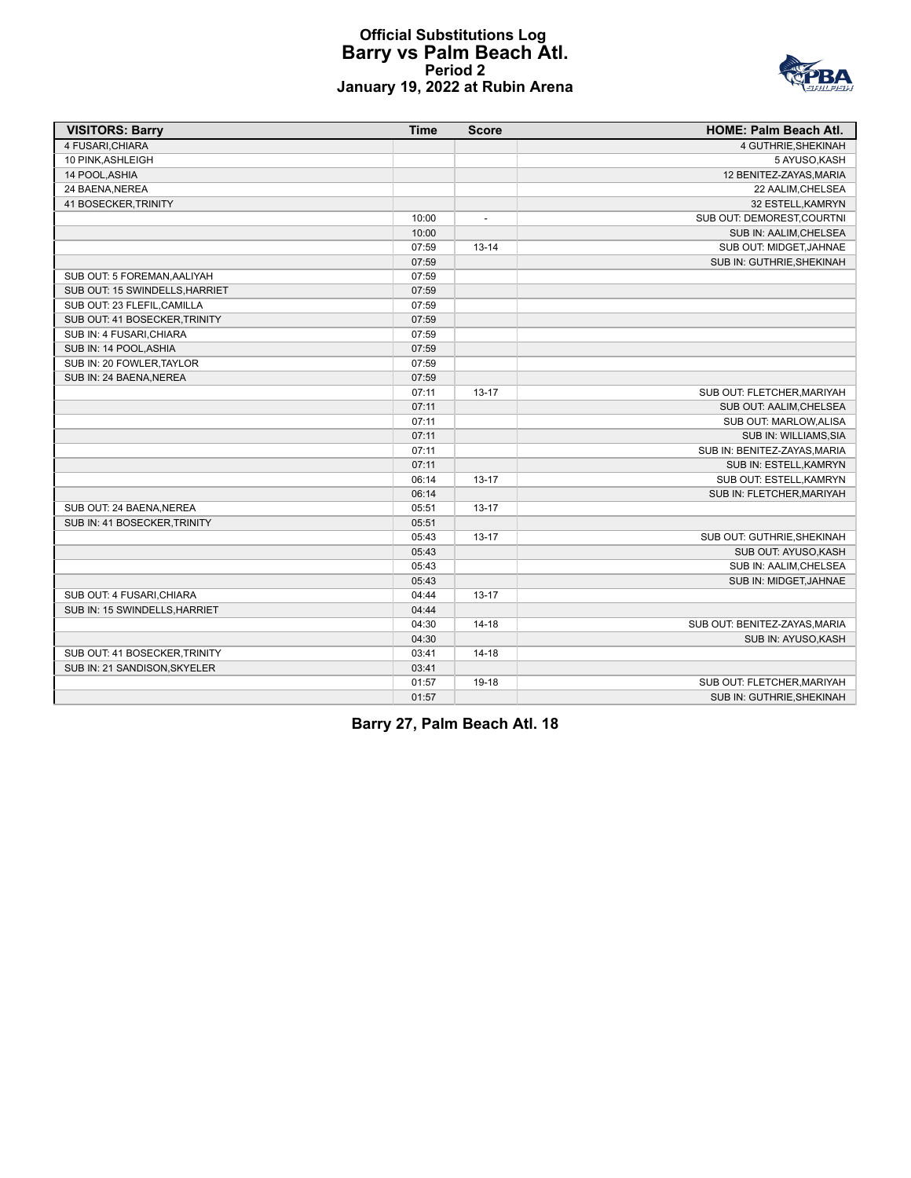# Official Substitutions Log
## Barry vs Palm Beach Atl.
### Period 2
### January 19, 2022 at Rubin Arena

| VISITORS: Barry | Time | Score | HOME: Palm Beach Atl. |
|---|---|---|---|
| 4 FUSARI,CHIARA | | | 4 GUTHRIE,SHEKINAH |
| 10 PINK,ASHLEIGH | | | 5 AYUSO,KASH |
| 14 POOL,ASHIA | | | 12 BENITEZ-ZAYAS,MARIA |
| 24 BAENA,NEREA | | | 22 AALIM,CHELSEA |
| 41 BOSECKER,TRINITY | | | 32 ESTELL,KAMRYN |
| | 10:00 | - | SUB OUT: DEMOREST,COURTNI |
| | 10:00 | | SUB IN: AALIM,CHELSEA |
| | 07:59 | 13-14 | SUB OUT: MIDGET,JAHNAE |
| | 07:59 | | SUB IN: GUTHRIE,SHEKINAH |
| SUB OUT: 5 FOREMAN,AALIYAH | 07:59 | | |
| SUB OUT: 15 SWINDELLS,HARRIET | 07:59 | | |
| SUB OUT: 23 FLEFIL,CAMILLA | 07:59 | | |
| SUB OUT: 41 BOSECKER,TRINITY | 07:59 | | |
| SUB IN: 4 FUSARI,CHIARA | 07:59 | | |
| SUB IN: 14 POOL,ASHIA | 07:59 | | |
| SUB IN: 20 FOWLER,TAYLOR | 07:59 | | |
| SUB IN: 24 BAENA,NEREA | 07:59 | | |
| | 07:11 | 13-17 | SUB OUT: FLETCHER,MARIYAH |
| | 07:11 | | SUB OUT: AALIM,CHELSEA |
| | 07:11 | | SUB OUT: MARLOW,ALISA |
| | 07:11 | | SUB IN: WILLIAMS,SIA |
| | 07:11 | | SUB IN: BENITEZ-ZAYAS,MARIA |
| | 07:11 | | SUB IN: ESTELL,KAMRYN |
| | 06:14 | 13-17 | SUB OUT: ESTELL,KAMRYN |
| | 06:14 | | SUB IN: FLETCHER,MARIYAH |
| SUB OUT: 24 BAENA,NEREA | 05:51 | 13-17 | |
| SUB IN: 41 BOSECKER,TRINITY | 05:51 | | |
| | 05:43 | 13-17 | SUB OUT: GUTHRIE,SHEKINAH |
| | 05:43 | | SUB OUT: AYUSO,KASH |
| | 05:43 | | SUB IN: AALIM,CHELSEA |
| | 05:43 | | SUB IN: MIDGET,JAHNAE |
| SUB OUT: 4 FUSARI,CHIARA | 04:44 | 13-17 | |
| SUB IN: 15 SWINDELLS,HARRIET | 04:44 | | |
| | 04:30 | 14-18 | SUB OUT: BENITEZ-ZAYAS,MARIA |
| | 04:30 | | SUB IN: AYUSO,KASH |
| SUB OUT: 41 BOSECKER,TRINITY | 03:41 | 14-18 | |
| SUB IN: 21 SANDISON,SKYELER | 03:41 | | |
| | 01:57 | 19-18 | SUB OUT: FLETCHER,MARIYAH |
| | 01:57 | | SUB IN: GUTHRIE,SHEKINAH |

**Barry 27, Palm Beach Atl. 18**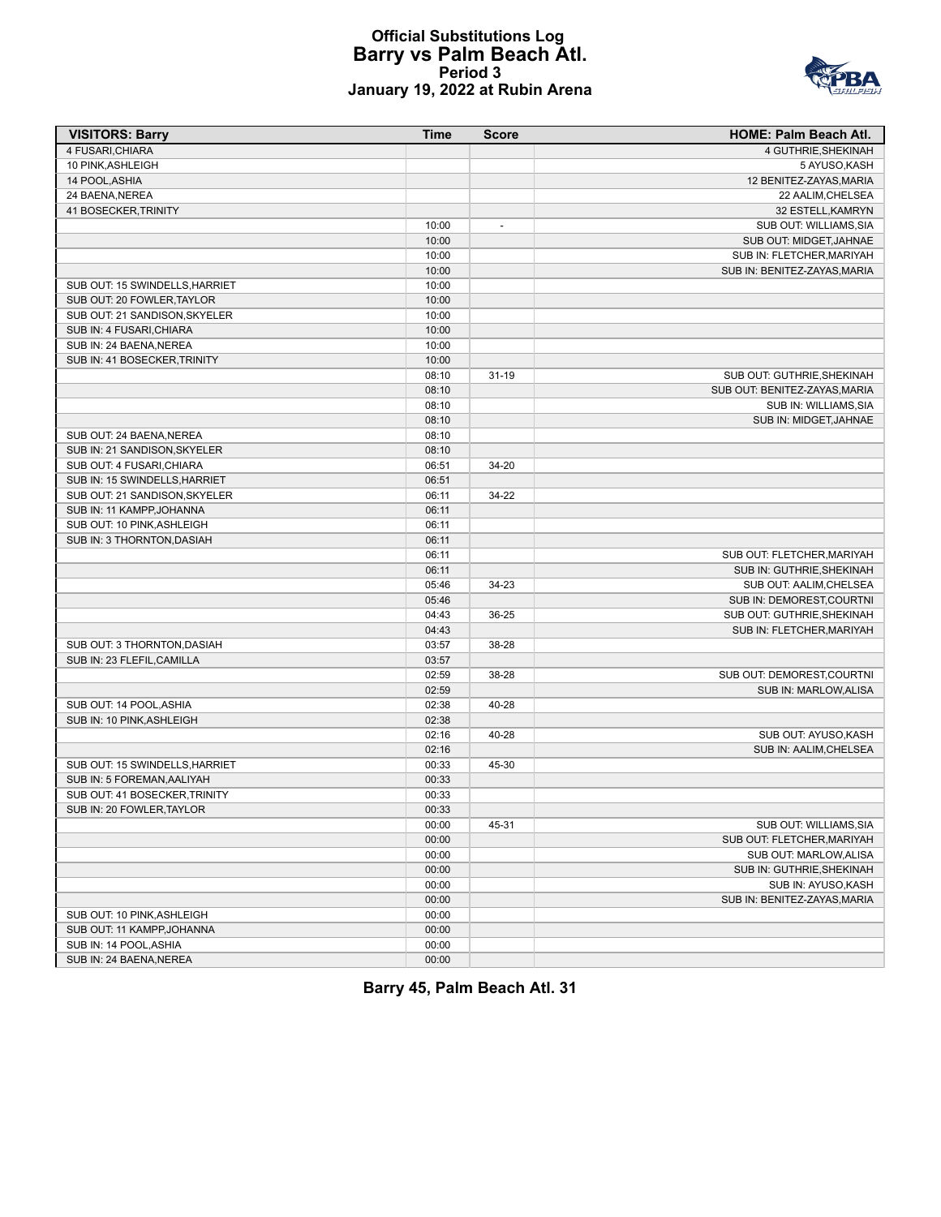# Official Substitutions Log
## Barry vs Palm Beach Atl.
### Period 3
### January 19, 2022 at Rubin Arena

| VISITORS: Barry | Time | Score | HOME: Palm Beach Atl. |
|---|---|---|---|
| 4 FUSARI,CHIARA | | | 4 GUTHRIE,SHEKINAH |
| 10 PINK,ASHLEIGH | | | 5 AYUSO,KASH |
| 14 POOL,ASHIA | | | 12 BENITEZ-ZAYAS,MARIA |
| 24 BAENA,NEREA | | | 22 AALIM,CHELSEA |
| 41 BOSECKER,TRINITY | | | 32 ESTELL,KAMRYN |
| | 10:00 | - | SUB OUT: WILLIAMS,SIA |
| | 10:00 | | SUB OUT: MIDGET,JAHNAE |
| | 10:00 | | SUB IN: FLETCHER,MARIYAH |
| | 10:00 | | SUB IN: BENITEZ-ZAYAS,MARIA |
| SUB OUT: 15 SWINDELLS,HARRIET | 10:00 | | |
| SUB OUT: 20 FOWLER,TAYLOR | 10:00 | | |
| SUB OUT: 21 SANDISON,SKYELER | 10:00 | | |
| SUB IN: 4 FUSARI,CHIARA | 10:00 | | |
| SUB IN: 24 BAENA,NEREA | 10:00 | | |
| SUB IN: 41 BOSECKER,TRINITY | 10:00 | | |
| | 08:10 | 31-19 | SUB OUT: GUTHRIE,SHEKINAH |
| | 08:10 | | SUB OUT: BENITEZ-ZAYAS,MARIA |
| | 08:10 | | SUB IN: WILLIAMS,SIA |
| | 08:10 | | SUB IN: MIDGET,JAHNAE |
| SUB OUT: 24 BAENA,NEREA | 08:10 | | |
| SUB IN: 21 SANDISON,SKYELER | 08:10 | | |
| SUB OUT: 4 FUSARI,CHIARA | 06:51 | 34-20 | |
| SUB IN: 15 SWINDELLS,HARRIET | 06:51 | | |
| SUB OUT: 21 SANDISON,SKYELER | 06:11 | 34-22 | |
| SUB IN: 11 KAMPP,JOHANNA | 06:11 | | |
| SUB OUT: 10 PINK,ASHLEIGH | 06:11 | | |
| SUB IN: 3 THORNTON,DASIAH | 06:11 | | |
| | 06:11 | | SUB OUT: FLETCHER,MARIYAH |
| | 06:11 | | SUB IN: GUTHRIE,SHEKINAH |
| | 05:46 | 34-23 | SUB OUT: AALIM,CHELSEA |
| | 05:46 | | SUB IN: DEMOREST,COURTNI |
| | 04:43 | 36-25 | SUB OUT: GUTHRIE,SHEKINAH |
| | 04:43 | | SUB IN: FLETCHER,MARIYAH |
| SUB OUT: 3 THORNTON,DASIAH | 03:57 | 38-28 | |
| SUB IN: 23 FLEFIL,CAMILLA | 03:57 | | |
| | 02:59 | 38-28 | SUB OUT: DEMOREST,COURTNI |
| | 02:59 | | SUB IN: MARLOW,ALISA |
| SUB OUT: 14 POOL,ASHIA | 02:38 | 40-28 | |
| SUB IN: 10 PINK,ASHLEIGH | 02:38 | | |
| | 02:16 | 40-28 | SUB OUT: AYUSO,KASH |
| | 02:16 | | SUB IN: AALIM,CHELSEA |
| SUB OUT: 15 SWINDELLS,HARRIET | 00:33 | 45-30 | |
| SUB IN: 5 FOREMAN,AALIYAH | 00:33 | | |
| SUB OUT: 41 BOSECKER,TRINITY | 00:33 | | |
| SUB IN: 20 FOWLER,TAYLOR | 00:33 | | |
| | 00:00 | 45-31 | SUB OUT: WILLIAMS,SIA |
| | 00:00 | | SUB OUT: FLETCHER,MARIYAH |
| | 00:00 | | SUB OUT: MARLOW,ALISA |
| | 00:00 | | SUB IN: GUTHRIE,SHEKINAH |
| | 00:00 | | SUB IN: AYUSO,KASH |
| | 00:00 | | SUB IN: BENITEZ-ZAYAS,MARIA |
| SUB OUT: 10 PINK,ASHLEIGH | 00:00 | | |
| SUB OUT: 11 KAMPP,JOHANNA | 00:00 | | |
| SUB IN: 14 POOL,ASHIA | 00:00 | | |
| SUB IN: 24 BAENA,NEREA | 00:00 | | |

**Barry 45, Palm Beach Atl. 31**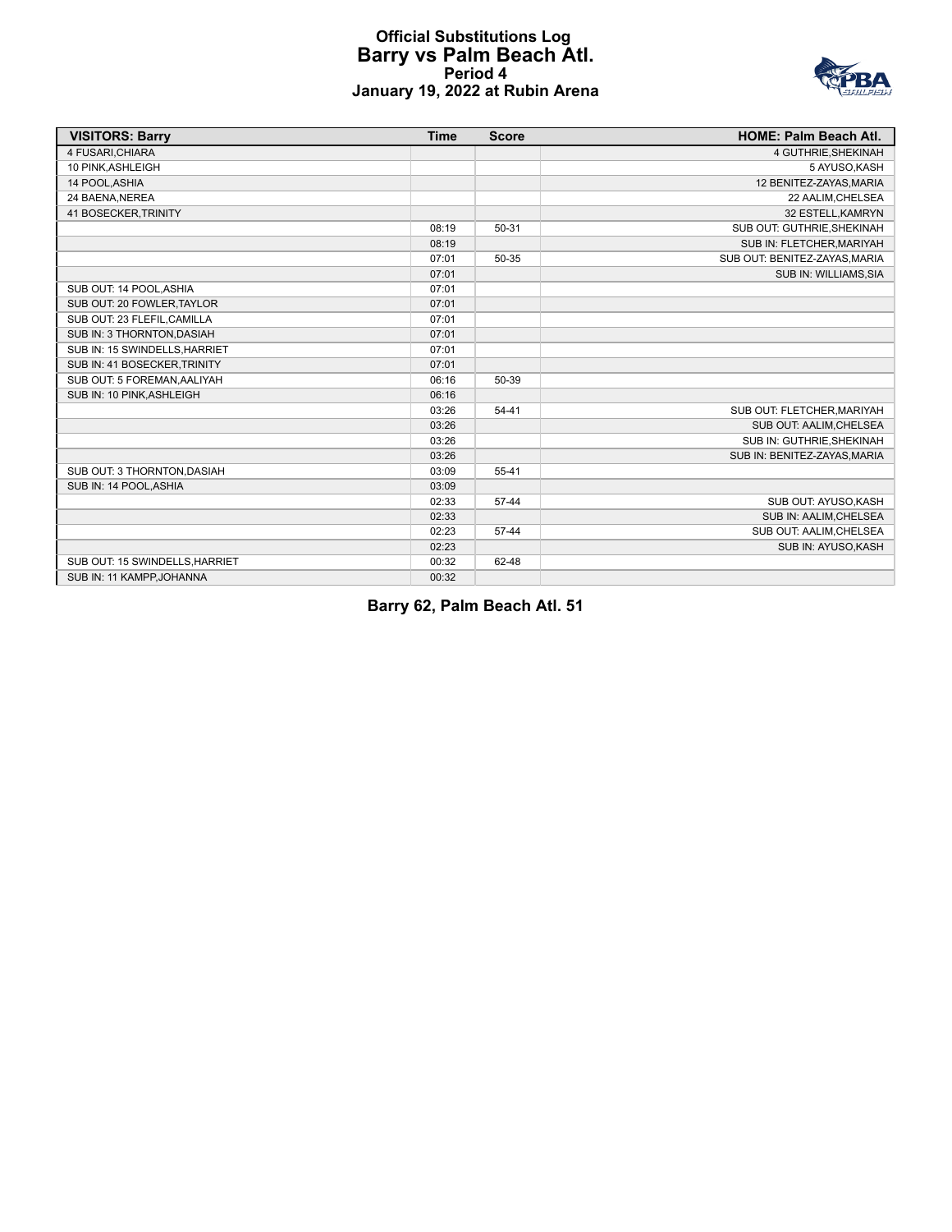# Official Substitutions Log
## Barry vs Palm Beach Atl.
### Period 4
### January 19, 2022 at Rubin Arena

| VISITORS: Barry | Time | Score | HOME: Palm Beach Atl. |
|---|---|---|---|
| 4 FUSARI,CHIARA | | | 4 GUTHRIE,SHEKINAH |
| 10 PINK,ASHLEIGH | | | 5 AYUSO,KASH |
| 14 POOL,ASHIA | | | 12 BENITEZ-ZAYAS,MARIA |
| 24 BAENA,NEREA | | | 22 AALIM,CHELSEA |
| 41 BOSECKER,TRINITY | | | 32 ESTELL,KAMRYN |
| | 08:19 | 50-31 | SUB OUT: GUTHRIE,SHEKINAH |
| | 08:19 | | SUB IN: FLETCHER,MARIYAH |
| | 07:01 | 50-35 | SUB OUT: BENITEZ-ZAYAS,MARIA |
| | 07:01 | | SUB IN: WILLIAMS,SIA |
| SUB OUT: 14 POOL,ASHIA | 07:01 | | |
| SUB OUT: 20 FOWLER,TAYLOR | 07:01 | | |
| SUB OUT: 23 FLEFIL,CAMILLA | 07:01 | | |
| SUB IN: 3 THORNTON,DASIAH | 07:01 | | |
| SUB IN: 15 SWINDELLS,HARRIET | 07:01 | | |
| SUB IN: 41 BOSECKER,TRINITY | 07:01 | | |
| SUB OUT: 5 FOREMAN,AALIYAH | 06:16 | 50-39 | |
| SUB IN: 10 PINK,ASHLEIGH | 06:16 | | |
| | 03:26 | 54-41 | SUB OUT: FLETCHER,MARIYAH |
| | 03:26 | | SUB OUT: AALIM,CHELSEA |
| | 03:26 | | SUB IN: GUTHRIE,SHEKINAH |
| | 03:26 | | SUB IN: BENITEZ-ZAYAS,MARIA |
| SUB OUT: 3 THORNTON,DASIAH | 03:09 | 55-41 | |
| SUB IN: 14 POOL,ASHIA | 03:09 | | |
| | 02:33 | 57-44 | SUB OUT: AYUSO,KASH |
| | 02:33 | | SUB IN: AALIM,CHELSEA |
| | 02:23 | 57-44 | SUB OUT: AALIM,CHELSEA |
| | 02:23 | | SUB IN: AYUSO,KASH |
| SUB OUT: 15 SWINDELLS,HARRIET | 00:32 | 62-48 | |
| SUB IN: 11 KAMPP,JOHANNA | 00:32 | | |

**Barry 62, Palm Beach Atl. 51**